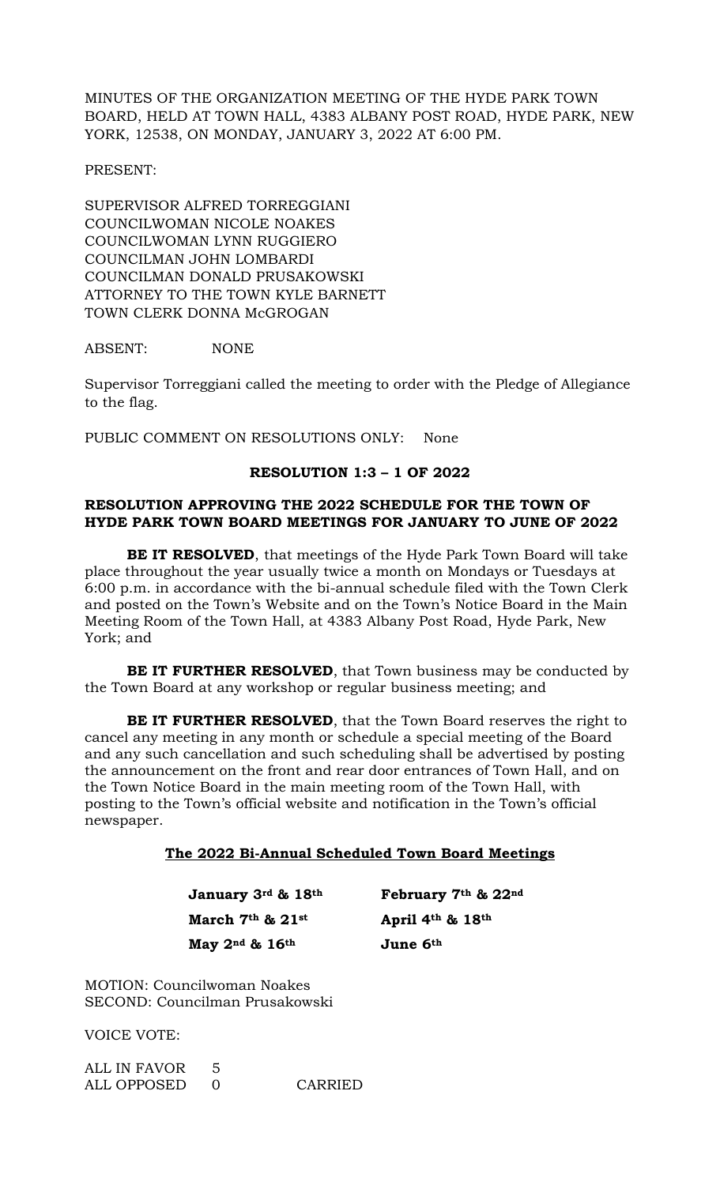MINUTES OF THE ORGANIZATION MEETING OF THE HYDE PARK TOWN BOARD, HELD AT TOWN HALL, 4383 ALBANY POST ROAD, HYDE PARK, NEW YORK, 12538, ON MONDAY, JANUARY 3, 2022 AT 6:00 PM.

PRESENT:

SUPERVISOR ALFRED TORREGGIANI
COUNCILWOMAN NICOLE NOAKES
COUNCILWOMAN LYNN RUGGIERO
COUNCILMAN JOHN LOMBARDI
COUNCILMAN DONALD PRUSAKOWSKI
ATTORNEY TO THE TOWN KYLE BARNETT
TOWN CLERK DONNA McGROGAN

ABSENT: NONE

Supervisor Torreggiani called the meeting to order with the Pledge of Allegiance to the flag.

PUBLIC COMMENT ON RESOLUTIONS ONLY: None

**RESOLUTION 1:3 – 1 OF 2022**

**RESOLUTION APPROVING THE 2022 SCHEDULE FOR THE TOWN OF HYDE PARK TOWN BOARD MEETINGS FOR JANUARY TO JUNE OF 2022**

**BE IT RESOLVED**, that meetings of the Hyde Park Town Board will take place throughout the year usually twice a month on Mondays or Tuesdays at 6:00 p.m. in accordance with the bi-annual schedule filed with the Town Clerk and posted on the Town's Website and on the Town's Notice Board in the Main Meeting Room of the Town Hall, at 4383 Albany Post Road, Hyde Park, New York; and

**BE IT FURTHER RESOLVED**, that Town business may be conducted by the Town Board at any workshop or regular business meeting; and

**BE IT FURTHER RESOLVED**, that the Town Board reserves the right to cancel any meeting in any month or schedule a special meeting of the Board and any such cancellation and such scheduling shall be advertised by posting the announcement on the front and rear door entrances of Town Hall, and on the Town Notice Board in the main meeting room of the Town Hall, with posting to the Town's official website and notification in the Town's official newspaper.

**The 2022 Bi-Annual Scheduled Town Board Meetings**

| | |
|---|---|
| **January 3rd & 18th** | **February 7th & 22nd** |
| **March 7th & 21st** | **April 4th & 18th** |
| **May 2nd & 16th** | **June 6th** |

MOTION: Councilwoman Noakes
SECOND: Councilman Prusakowski

VOICE VOTE:

ALL IN FAVOR 5
ALL OPPOSED 0 CARRIED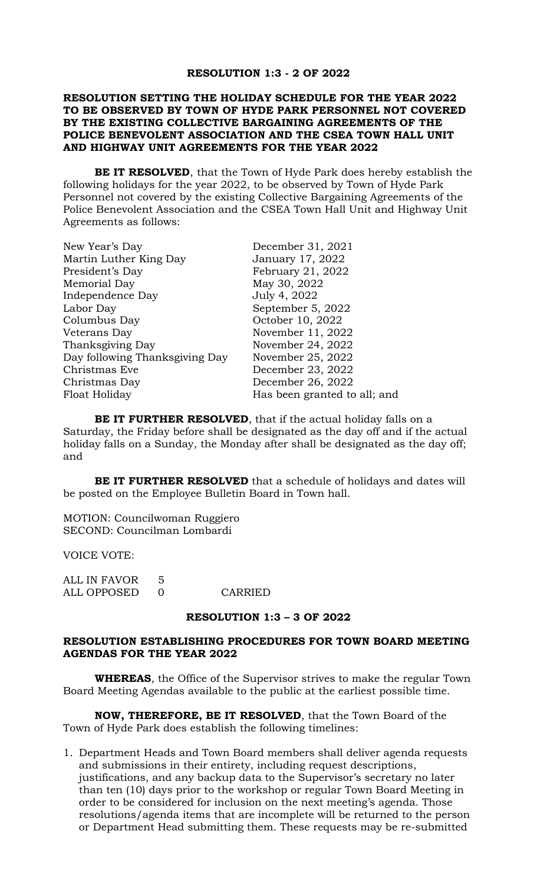**RESOLUTION 1:3 - 2 OF 2022**

**RESOLUTION SETTING THE HOLIDAY SCHEDULE FOR THE YEAR 2022 TO BE OBSERVED BY TOWN OF HYDE PARK PERSONNEL NOT COVERED BY THE EXISTING COLLECTIVE BARGAINING AGREEMENTS OF THE POLICE BENEVOLENT ASSOCIATION AND THE CSEA TOWN HALL UNIT AND HIGHWAY UNIT AGREEMENTS FOR THE YEAR 2022**

**BE IT RESOLVED**, that the Town of Hyde Park does hereby establish the following holidays for the year 2022, to be observed by Town of Hyde Park Personnel not covered by the existing Collective Bargaining Agreements of the Police Benevolent Association and the CSEA Town Hall Unit and Highway Unit Agreements as follows:

| | |
|---|---|
| New Year's Day | December 31, 2021 |
| Martin Luther King Day | January 17, 2022 |
| President's Day | February 21, 2022 |
| Memorial Day | May 30, 2022 |
| Independence Day | July 4, 2022 |
| Labor Day | September 5, 2022 |
| Columbus Day | October 10, 2022 |
| Veterans Day | November 11, 2022 |
| Thanksgiving Day | November 24, 2022 |
| Day following Thanksgiving Day | November 25, 2022 |
| Christmas Eve | December 23, 2022 |
| Christmas Day | December 26, 2022 |
| Float Holiday | Has been granted to all; and |

**BE IT FURTHER RESOLVED**, that if the actual holiday falls on a Saturday, the Friday before shall be designated as the day off and if the actual holiday falls on a Sunday, the Monday after shall be designated as the day off; and

**BE IT FURTHER RESOLVED** that a schedule of holidays and dates will be posted on the Employee Bulletin Board in Town hall.

MOTION: Councilwoman Ruggiero
SECOND: Councilman Lombardi

VOICE VOTE:

ALL IN FAVOR 5
ALL OPPOSED 0 CARRIED

**RESOLUTION 1:3 – 3 OF 2022**

**RESOLUTION ESTABLISHING PROCEDURES FOR TOWN BOARD MEETING AGENDAS FOR THE YEAR 2022**

**WHEREAS**, the Office of the Supervisor strives to make the regular Town Board Meeting Agendas available to the public at the earliest possible time.

**NOW, THEREFORE, BE IT RESOLVED**, that the Town Board of the Town of Hyde Park does establish the following timelines:

1. Department Heads and Town Board members shall deliver agenda requests and submissions in their entirety, including request descriptions, justifications, and any backup data to the Supervisor's secretary no later than ten (10) days prior to the workshop or regular Town Board Meeting in order to be considered for inclusion on the next meeting's agenda. Those resolutions/agenda items that are incomplete will be returned to the person or Department Head submitting them. These requests may be re-submitted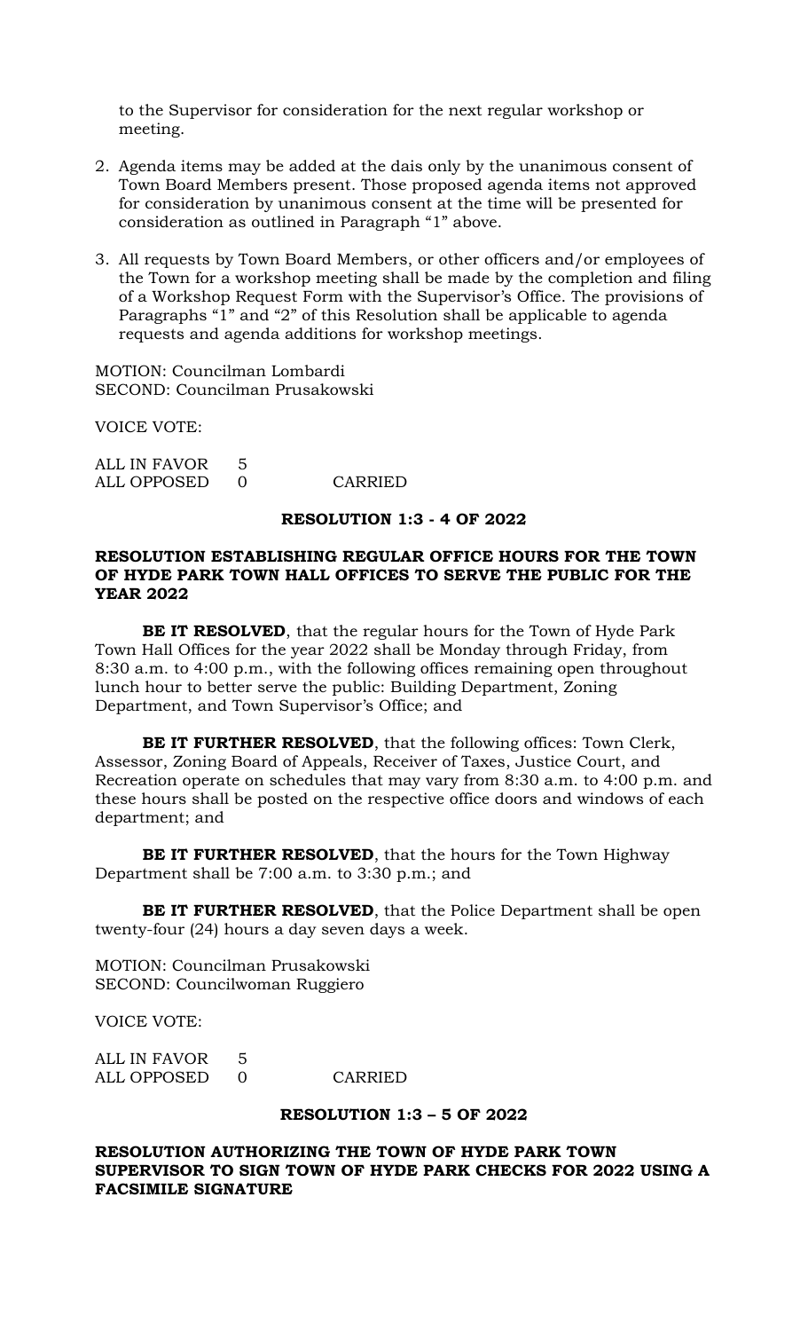to the Supervisor for consideration for the next regular workshop or meeting.

2. Agenda items may be added at the dais only by the unanimous consent of Town Board Members present. Those proposed agenda items not approved for consideration by unanimous consent at the time will be presented for consideration as outlined in Paragraph "1" above.

3. All requests by Town Board Members, or other officers and/or employees of the Town for a workshop meeting shall be made by the completion and filing of a Workshop Request Form with the Supervisor's Office. The provisions of Paragraphs "1" and "2" of this Resolution shall be applicable to agenda requests and agenda additions for workshop meetings.

MOTION: Councilman Lombardi
SECOND: Councilman Prusakowski

VOICE VOTE:

ALL IN FAVOR 5
ALL OPPOSED 0 CARRIED

**RESOLUTION 1:3 - 4 OF 2022**

**RESOLUTION ESTABLISHING REGULAR OFFICE HOURS FOR THE TOWN OF HYDE PARK TOWN HALL OFFICES TO SERVE THE PUBLIC FOR THE YEAR 2022**

**BE IT RESOLVED**, that the regular hours for the Town of Hyde Park Town Hall Offices for the year 2022 shall be Monday through Friday, from 8:30 a.m. to 4:00 p.m., with the following offices remaining open throughout lunch hour to better serve the public: Building Department, Zoning Department, and Town Supervisor's Office; and

**BE IT FURTHER RESOLVED**, that the following offices: Town Clerk, Assessor, Zoning Board of Appeals, Receiver of Taxes, Justice Court, and Recreation operate on schedules that may vary from 8:30 a.m. to 4:00 p.m. and these hours shall be posted on the respective office doors and windows of each department; and

**BE IT FURTHER RESOLVED**, that the hours for the Town Highway Department shall be 7:00 a.m. to 3:30 p.m.; and

**BE IT FURTHER RESOLVED**, that the Police Department shall be open twenty-four (24) hours a day seven days a week.

MOTION: Councilman Prusakowski
SECOND: Councilwoman Ruggiero

VOICE VOTE:

ALL IN FAVOR 5
ALL OPPOSED 0 CARRIED

**RESOLUTION 1:3 – 5 OF 2022**

**RESOLUTION AUTHORIZING THE TOWN OF HYDE PARK TOWN SUPERVISOR TO SIGN TOWN OF HYDE PARK CHECKS FOR 2022 USING A FACSIMILE SIGNATURE**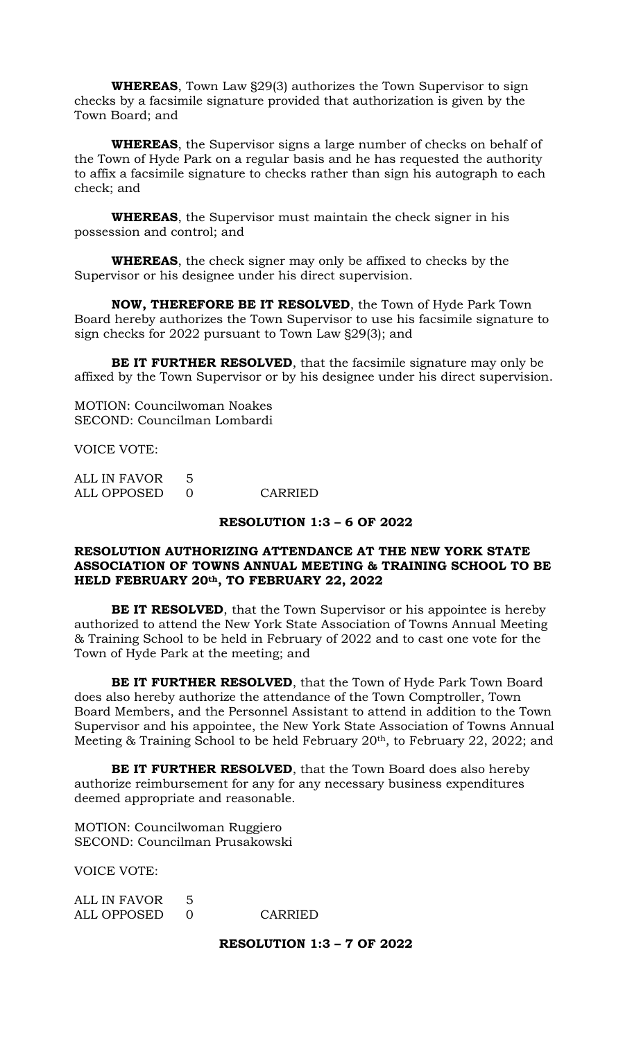**WHEREAS**, Town Law §29(3) authorizes the Town Supervisor to sign checks by a facsimile signature provided that authorization is given by the Town Board; and

**WHEREAS**, the Supervisor signs a large number of checks on behalf of the Town of Hyde Park on a regular basis and he has requested the authority to affix a facsimile signature to checks rather than sign his autograph to each check; and

**WHEREAS**, the Supervisor must maintain the check signer in his possession and control; and

**WHEREAS**, the check signer may only be affixed to checks by the Supervisor or his designee under his direct supervision.

**NOW, THEREFORE BE IT RESOLVED**, the Town of Hyde Park Town Board hereby authorizes the Town Supervisor to use his facsimile signature to sign checks for 2022 pursuant to Town Law §29(3); and

**BE IT FURTHER RESOLVED**, that the facsimile signature may only be affixed by the Town Supervisor or by his designee under his direct supervision.

MOTION: Councilwoman Noakes
SECOND: Councilman Lombardi

VOICE VOTE:

ALL IN FAVOR 5
ALL OPPOSED 0 CARRIED

**RESOLUTION 1:3 – 6 OF 2022**

**RESOLUTION AUTHORIZING ATTENDANCE AT THE NEW YORK STATE ASSOCIATION OF TOWNS ANNUAL MEETING & TRAINING SCHOOL TO BE HELD FEBRUARY 20th, TO FEBRUARY 22, 2022**

**BE IT RESOLVED**, that the Town Supervisor or his appointee is hereby authorized to attend the New York State Association of Towns Annual Meeting & Training School to be held in February of 2022 and to cast one vote for the Town of Hyde Park at the meeting; and

**BE IT FURTHER RESOLVED**, that the Town of Hyde Park Town Board does also hereby authorize the attendance of the Town Comptroller, Town Board Members, and the Personnel Assistant to attend in addition to the Town Supervisor and his appointee, the New York State Association of Towns Annual Meeting & Training School to be held February 20th, to February 22, 2022; and

**BE IT FURTHER RESOLVED**, that the Town Board does also hereby authorize reimbursement for any for any necessary business expenditures deemed appropriate and reasonable.

MOTION: Councilwoman Ruggiero
SECOND: Councilman Prusakowski

VOICE VOTE:

ALL IN FAVOR 5
ALL OPPOSED 0 CARRIED

**RESOLUTION 1:3 – 7 OF 2022**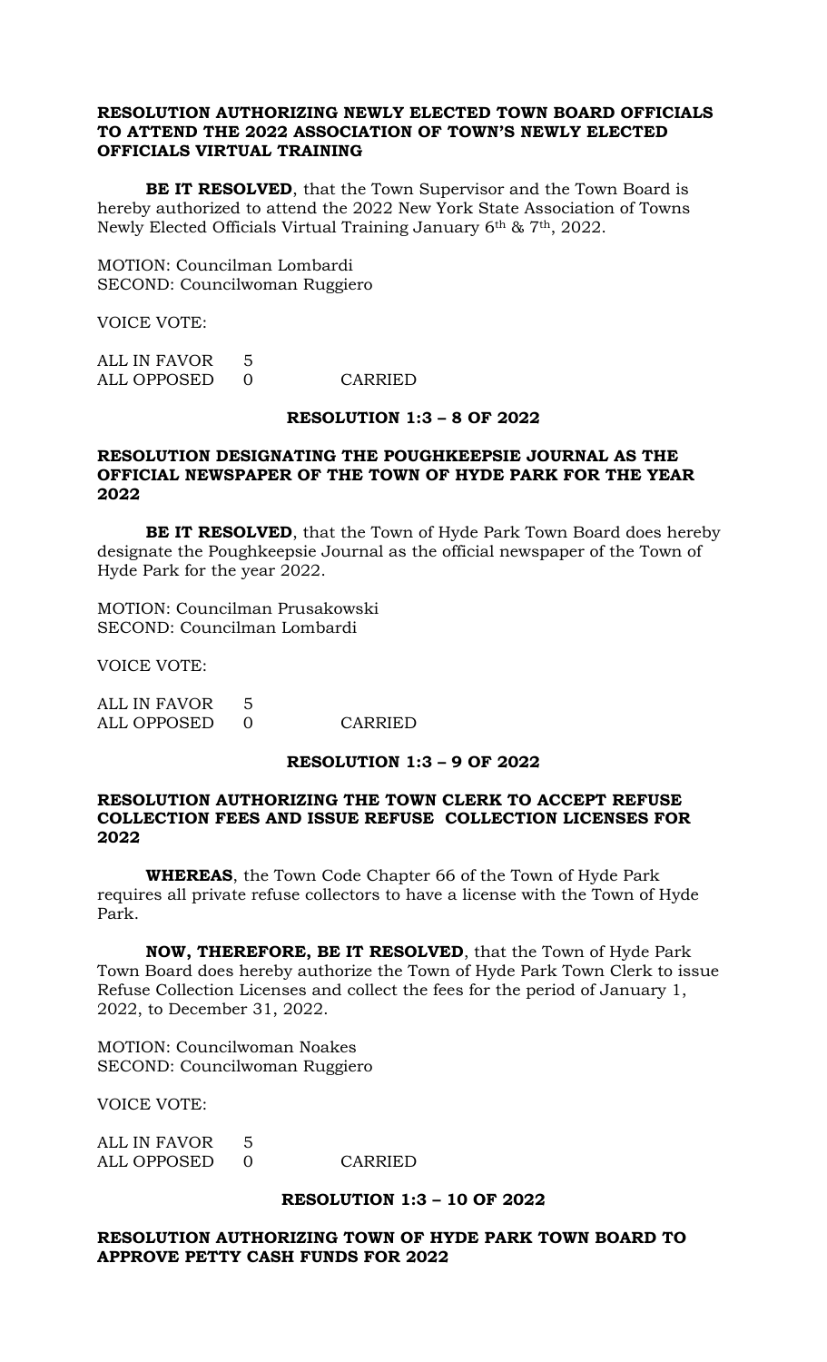**RESOLUTION AUTHORIZING NEWLY ELECTED TOWN BOARD OFFICIALS TO ATTEND THE 2022 ASSOCIATION OF TOWN'S NEWLY ELECTED OFFICIALS VIRTUAL TRAINING**

**BE IT RESOLVED**, that the Town Supervisor and the Town Board is hereby authorized to attend the 2022 New York State Association of Towns Newly Elected Officials Virtual Training January 6th & 7th, 2022.

MOTION: Councilman Lombardi
SECOND: Councilwoman Ruggiero

VOICE VOTE:

ALL IN FAVOR 5
ALL OPPOSED 0 CARRIED

**RESOLUTION 1:3 – 8 OF 2022**

**RESOLUTION DESIGNATING THE POUGHKEEPSIE JOURNAL AS THE OFFICIAL NEWSPAPER OF THE TOWN OF HYDE PARK FOR THE YEAR 2022**

**BE IT RESOLVED**, that the Town of Hyde Park Town Board does hereby designate the Poughkeepsie Journal as the official newspaper of the Town of Hyde Park for the year 2022.

MOTION: Councilman Prusakowski
SECOND: Councilman Lombardi

VOICE VOTE:

ALL IN FAVOR 5
ALL OPPOSED 0 CARRIED

**RESOLUTION 1:3 – 9 OF 2022**

**RESOLUTION AUTHORIZING THE TOWN CLERK TO ACCEPT REFUSE COLLECTION FEES AND ISSUE REFUSE COLLECTION LICENSES FOR 2022**

**WHEREAS**, the Town Code Chapter 66 of the Town of Hyde Park requires all private refuse collectors to have a license with the Town of Hyde Park.

**NOW, THEREFORE, BE IT RESOLVED**, that the Town of Hyde Park Town Board does hereby authorize the Town of Hyde Park Town Clerk to issue Refuse Collection Licenses and collect the fees for the period of January 1, 2022, to December 31, 2022.

MOTION: Councilwoman Noakes
SECOND: Councilwoman Ruggiero

VOICE VOTE:

ALL IN FAVOR 5
ALL OPPOSED 0 CARRIED

**RESOLUTION 1:3 – 10 OF 2022**

**RESOLUTION AUTHORIZING TOWN OF HYDE PARK TOWN BOARD TO APPROVE PETTY CASH FUNDS FOR 2022**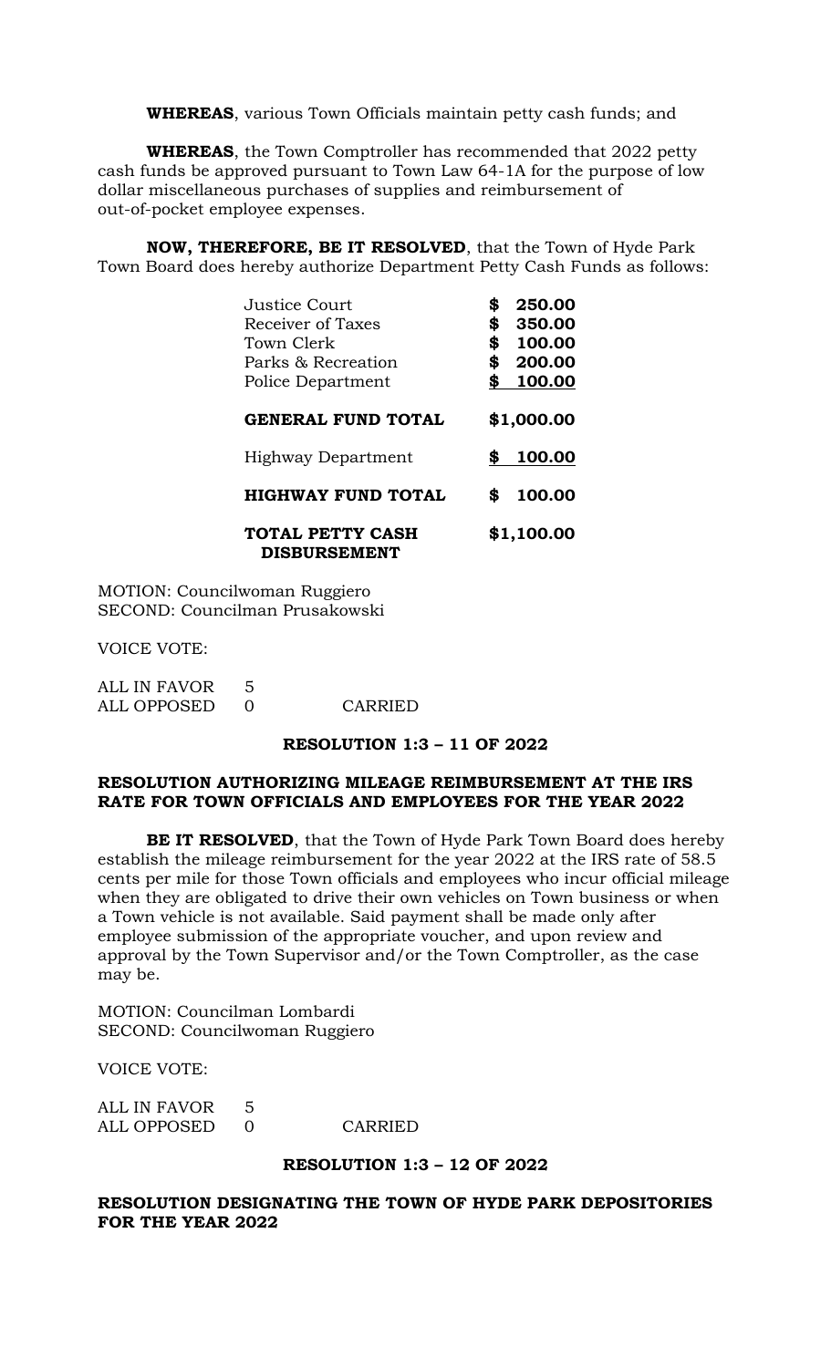**WHEREAS**, various Town Officials maintain petty cash funds; and

**WHEREAS**, the Town Comptroller has recommended that 2022 petty cash funds be approved pursuant to Town Law 64-1A for the purpose of low dollar miscellaneous purchases of supplies and reimbursement of out-of-pocket employee expenses.

**NOW, THEREFORE, BE IT RESOLVED**, that the Town of Hyde Park Town Board does hereby authorize Department Petty Cash Funds as follows:

| | |
|---|---|
| Justice Court | **$ 250.00** |
| Receiver of Taxes | **$ 350.00** |
| Town Clerk | **$ 100.00** |
| Parks & Recreation | **$ 200.00** |
| Police Department | **$ 100.00** |
| **GENERAL FUND TOTAL** | **$1,000.00** |
| Highway Department | **$ 100.00** |
| **HIGHWAY FUND TOTAL** | **$ 100.00** |
| **TOTAL PETTY CASH DISBURSEMENT** | **$1,100.00** |

MOTION: Councilwoman Ruggiero
SECOND: Councilman Prusakowski

VOICE VOTE:

ALL IN FAVOR 5
ALL OPPOSED 0 CARRIED

**RESOLUTION 1:3 – 11 OF 2022**

**RESOLUTION AUTHORIZING MILEAGE REIMBURSEMENT AT THE IRS RATE FOR TOWN OFFICIALS AND EMPLOYEES FOR THE YEAR 2022**

**BE IT RESOLVED**, that the Town of Hyde Park Town Board does hereby establish the mileage reimbursement for the year 2022 at the IRS rate of 58.5 cents per mile for those Town officials and employees who incur official mileage when they are obligated to drive their own vehicles on Town business or when a Town vehicle is not available. Said payment shall be made only after employee submission of the appropriate voucher, and upon review and approval by the Town Supervisor and/or the Town Comptroller, as the case may be.

MOTION: Councilman Lombardi
SECOND: Councilwoman Ruggiero

VOICE VOTE:

ALL IN FAVOR 5
ALL OPPOSED 0 CARRIED

**RESOLUTION 1:3 – 12 OF 2022**

**RESOLUTION DESIGNATING THE TOWN OF HYDE PARK DEPOSITORIES FOR THE YEAR 2022**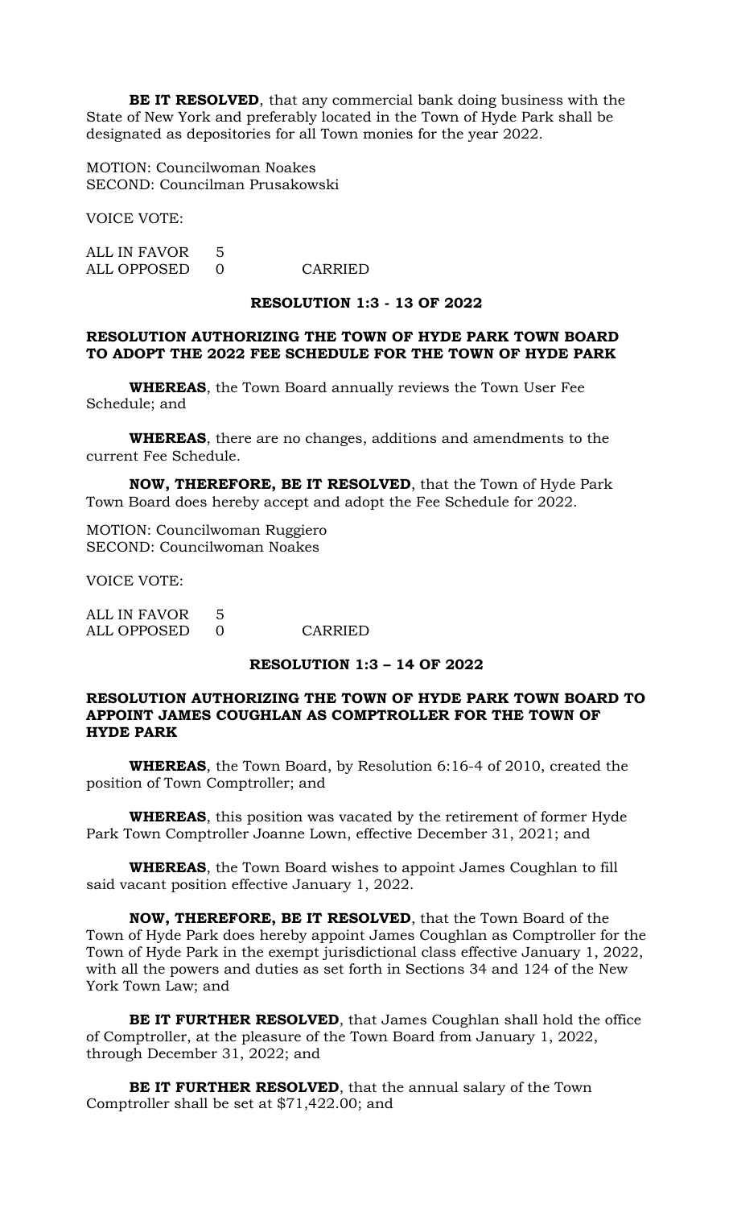**BE IT RESOLVED**, that any commercial bank doing business with the State of New York and preferably located in the Town of Hyde Park shall be designated as depositories for all Town monies for the year 2022.

MOTION: Councilwoman Noakes
SECOND: Councilman Prusakowski

VOICE VOTE:

ALL IN FAVOR 5
ALL OPPOSED 0 CARRIED

**RESOLUTION 1:3 - 13 OF 2022**

**RESOLUTION AUTHORIZING THE TOWN OF HYDE PARK TOWN BOARD TO ADOPT THE 2022 FEE SCHEDULE FOR THE TOWN OF HYDE PARK**

**WHEREAS**, the Town Board annually reviews the Town User Fee Schedule; and

**WHEREAS**, there are no changes, additions and amendments to the current Fee Schedule.

**NOW, THEREFORE, BE IT RESOLVED**, that the Town of Hyde Park Town Board does hereby accept and adopt the Fee Schedule for 2022.

MOTION: Councilwoman Ruggiero
SECOND: Councilwoman Noakes

VOICE VOTE:

ALL IN FAVOR 5
ALL OPPOSED 0 CARRIED

**RESOLUTION 1:3 – 14 OF 2022**

**RESOLUTION AUTHORIZING THE TOWN OF HYDE PARK TOWN BOARD TO APPOINT JAMES COUGHLAN AS COMPTROLLER FOR THE TOWN OF HYDE PARK**

**WHEREAS**, the Town Board, by Resolution 6:16-4 of 2010, created the position of Town Comptroller; and

**WHEREAS**, this position was vacated by the retirement of former Hyde Park Town Comptroller Joanne Lown, effective December 31, 2021; and

**WHEREAS**, the Town Board wishes to appoint James Coughlan to fill said vacant position effective January 1, 2022.

**NOW, THEREFORE, BE IT RESOLVED**, that the Town Board of the Town of Hyde Park does hereby appoint James Coughlan as Comptroller for the Town of Hyde Park in the exempt jurisdictional class effective January 1, 2022, with all the powers and duties as set forth in Sections 34 and 124 of the New York Town Law; and

**BE IT FURTHER RESOLVED**, that James Coughlan shall hold the office of Comptroller, at the pleasure of the Town Board from January 1, 2022, through December 31, 2022; and

**BE IT FURTHER RESOLVED**, that the annual salary of the Town Comptroller shall be set at $71,422.00; and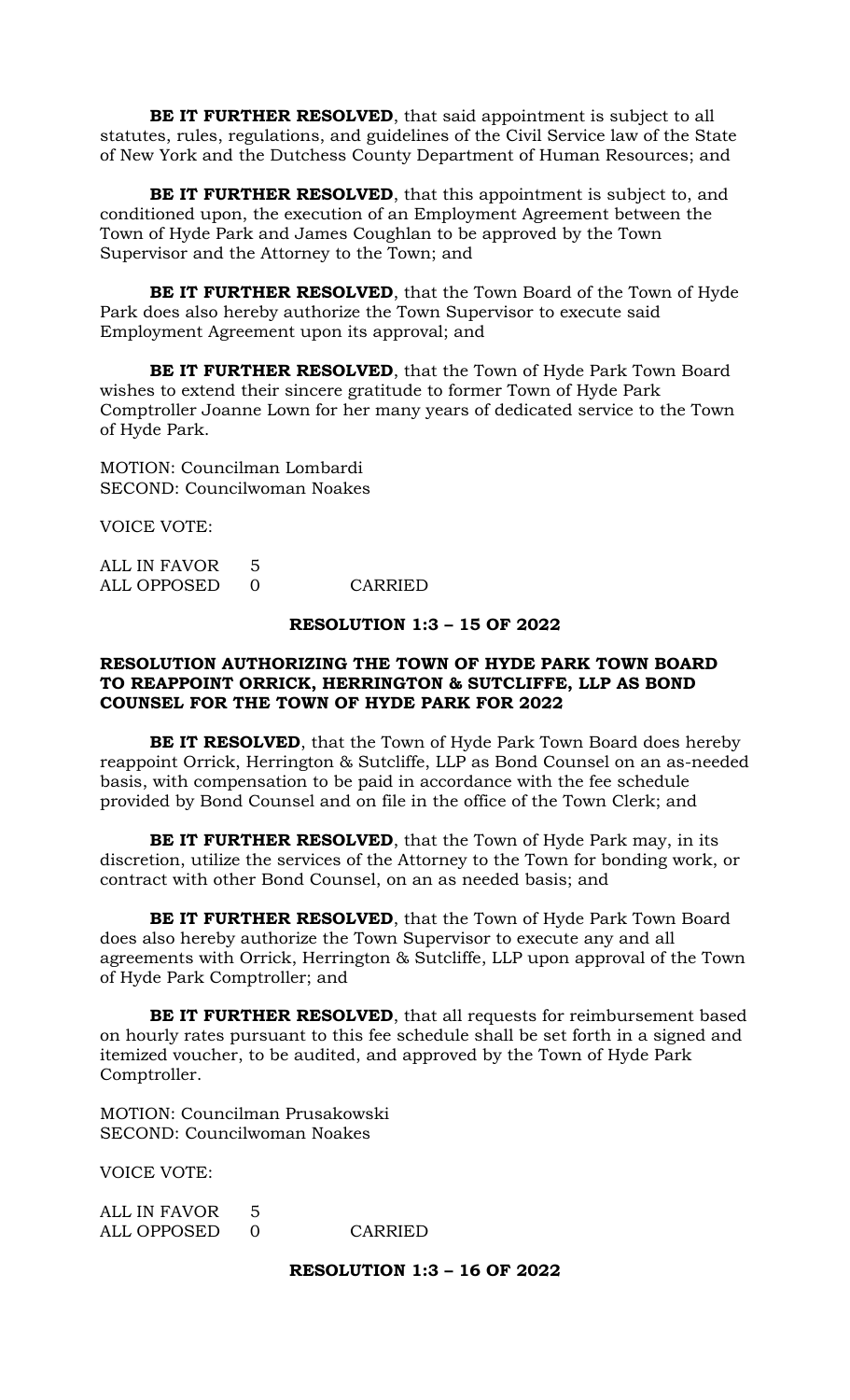**BE IT FURTHER RESOLVED**, that said appointment is subject to all statutes, rules, regulations, and guidelines of the Civil Service law of the State of New York and the Dutchess County Department of Human Resources; and

**BE IT FURTHER RESOLVED**, that this appointment is subject to, and conditioned upon, the execution of an Employment Agreement between the Town of Hyde Park and James Coughlan to be approved by the Town Supervisor and the Attorney to the Town; and

**BE IT FURTHER RESOLVED**, that the Town Board of the Town of Hyde Park does also hereby authorize the Town Supervisor to execute said Employment Agreement upon its approval; and

**BE IT FURTHER RESOLVED**, that the Town of Hyde Park Town Board wishes to extend their sincere gratitude to former Town of Hyde Park Comptroller Joanne Lown for her many years of dedicated service to the Town of Hyde Park.

MOTION: Councilman Lombardi
SECOND: Councilwoman Noakes

VOICE VOTE:

ALL IN FAVOR 5
ALL OPPOSED 0 CARRIED

**RESOLUTION 1:3 – 15 OF 2022**

**RESOLUTION AUTHORIZING THE TOWN OF HYDE PARK TOWN BOARD TO REAPPOINT ORRICK, HERRINGTON & SUTCLIFFE, LLP AS BOND COUNSEL FOR THE TOWN OF HYDE PARK FOR 2022**

**BE IT RESOLVED**, that the Town of Hyde Park Town Board does hereby reappoint Orrick, Herrington & Sutcliffe, LLP as Bond Counsel on an as-needed basis, with compensation to be paid in accordance with the fee schedule provided by Bond Counsel and on file in the office of the Town Clerk; and

**BE IT FURTHER RESOLVED**, that the Town of Hyde Park may, in its discretion, utilize the services of the Attorney to the Town for bonding work, or contract with other Bond Counsel, on an as needed basis; and

**BE IT FURTHER RESOLVED**, that the Town of Hyde Park Town Board does also hereby authorize the Town Supervisor to execute any and all agreements with Orrick, Herrington & Sutcliffe, LLP upon approval of the Town of Hyde Park Comptroller; and

**BE IT FURTHER RESOLVED**, that all requests for reimbursement based on hourly rates pursuant to this fee schedule shall be set forth in a signed and itemized voucher, to be audited, and approved by the Town of Hyde Park Comptroller.

MOTION: Councilman Prusakowski
SECOND: Councilwoman Noakes

VOICE VOTE:

ALL IN FAVOR 5
ALL OPPOSED 0 CARRIED

**RESOLUTION 1:3 – 16 OF 2022**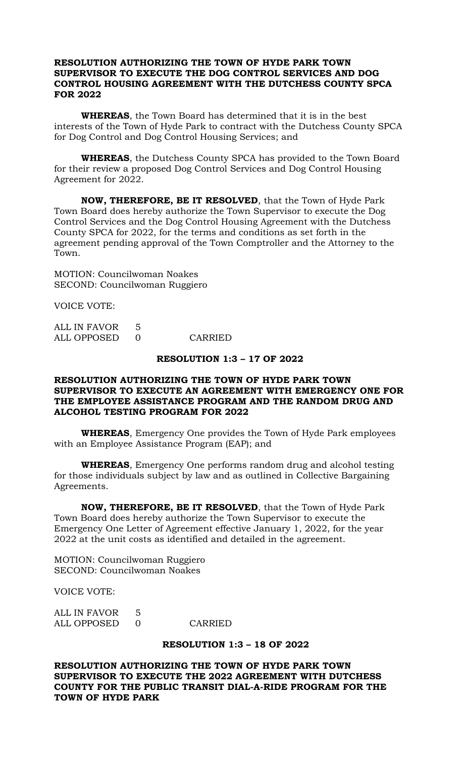**RESOLUTION AUTHORIZING THE TOWN OF HYDE PARK TOWN SUPERVISOR TO EXECUTE THE DOG CONTROL SERVICES AND DOG CONTROL HOUSING AGREEMENT WITH THE DUTCHESS COUNTY SPCA FOR 2022**

**WHEREAS**, the Town Board has determined that it is in the best interests of the Town of Hyde Park to contract with the Dutchess County SPCA for Dog Control and Dog Control Housing Services; and

**WHEREAS**, the Dutchess County SPCA has provided to the Town Board for their review a proposed Dog Control Services and Dog Control Housing Agreement for 2022.

**NOW, THEREFORE, BE IT RESOLVED**, that the Town of Hyde Park Town Board does hereby authorize the Town Supervisor to execute the Dog Control Services and the Dog Control Housing Agreement with the Dutchess County SPCA for 2022, for the terms and conditions as set forth in the agreement pending approval of the Town Comptroller and the Attorney to the Town.

MOTION: Councilwoman Noakes
SECOND: Councilwoman Ruggiero

VOICE VOTE:

ALL IN FAVOR 5
ALL OPPOSED 0 CARRIED

**RESOLUTION 1:3 – 17 OF 2022**

**RESOLUTION AUTHORIZING THE TOWN OF HYDE PARK TOWN SUPERVISOR TO EXECUTE AN AGREEMENT WITH EMERGENCY ONE FOR THE EMPLOYEE ASSISTANCE PROGRAM AND THE RANDOM DRUG AND ALCOHOL TESTING PROGRAM FOR 2022**

**WHEREAS**, Emergency One provides the Town of Hyde Park employees with an Employee Assistance Program (EAP); and

**WHEREAS**, Emergency One performs random drug and alcohol testing for those individuals subject by law and as outlined in Collective Bargaining Agreements.

**NOW, THEREFORE, BE IT RESOLVED**, that the Town of Hyde Park Town Board does hereby authorize the Town Supervisor to execute the Emergency One Letter of Agreement effective January 1, 2022, for the year 2022 at the unit costs as identified and detailed in the agreement.

MOTION: Councilwoman Ruggiero
SECOND: Councilwoman Noakes

VOICE VOTE:

ALL IN FAVOR 5
ALL OPPOSED 0 CARRIED

**RESOLUTION 1:3 – 18 OF 2022**

**RESOLUTION AUTHORIZING THE TOWN OF HYDE PARK TOWN SUPERVISOR TO EXECUTE THE 2022 AGREEMENT WITH DUTCHESS COUNTY FOR THE PUBLIC TRANSIT DIAL-A-RIDE PROGRAM FOR THE TOWN OF HYDE PARK**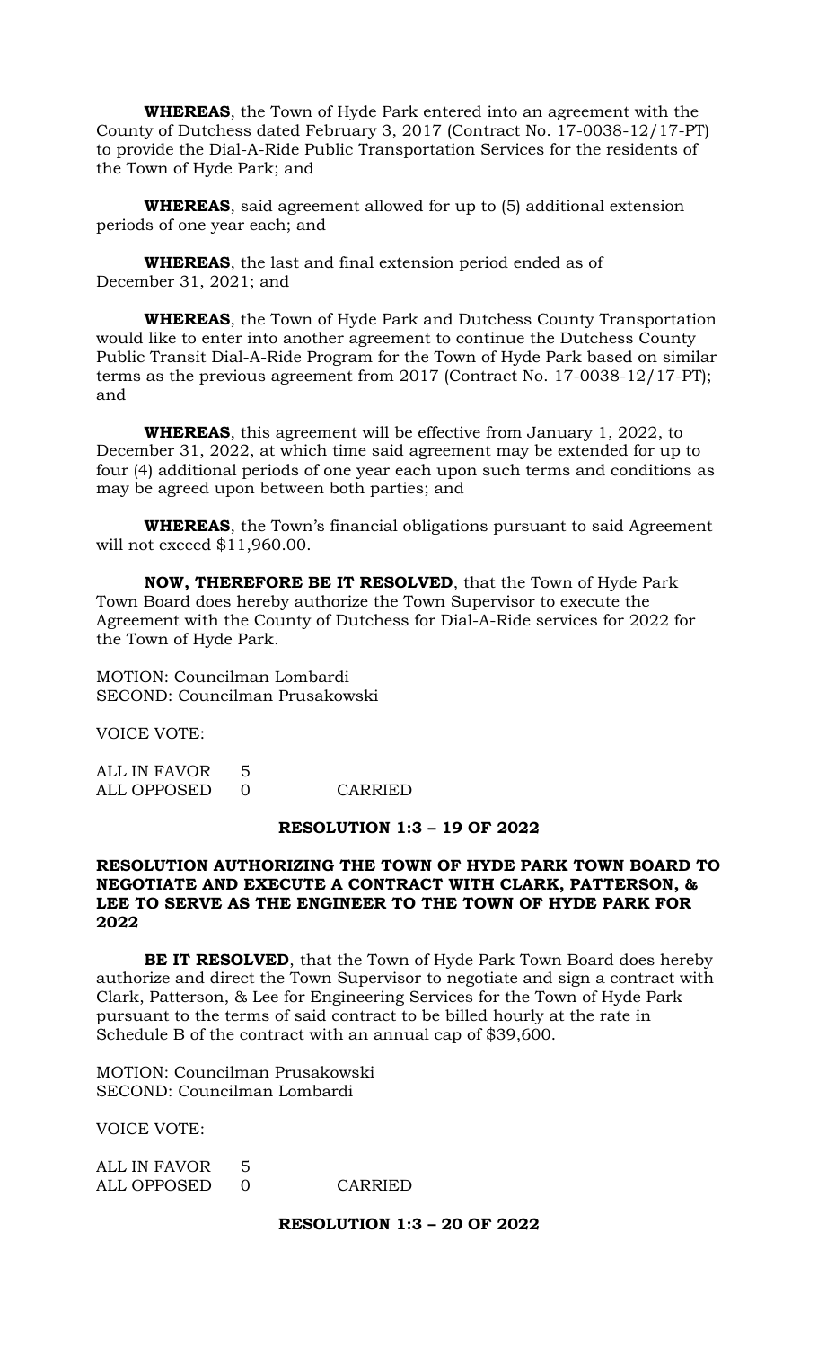**WHEREAS**, the Town of Hyde Park entered into an agreement with the County of Dutchess dated February 3, 2017 (Contract No. 17-0038-12/17-PT) to provide the Dial-A-Ride Public Transportation Services for the residents of the Town of Hyde Park; and

**WHEREAS**, said agreement allowed for up to (5) additional extension periods of one year each; and

**WHEREAS**, the last and final extension period ended as of December 31, 2021; and

**WHEREAS**, the Town of Hyde Park and Dutchess County Transportation would like to enter into another agreement to continue the Dutchess County Public Transit Dial-A-Ride Program for the Town of Hyde Park based on similar terms as the previous agreement from 2017 (Contract No. 17-0038-12/17-PT); and

**WHEREAS**, this agreement will be effective from January 1, 2022, to December 31, 2022, at which time said agreement may be extended for up to four (4) additional periods of one year each upon such terms and conditions as may be agreed upon between both parties; and

**WHEREAS**, the Town's financial obligations pursuant to said Agreement will not exceed $11,960.00.

**NOW, THEREFORE BE IT RESOLVED**, that the Town of Hyde Park Town Board does hereby authorize the Town Supervisor to execute the Agreement with the County of Dutchess for Dial-A-Ride services for 2022 for the Town of Hyde Park.

MOTION: Councilman Lombardi
SECOND: Councilman Prusakowski

VOICE VOTE:

ALL IN FAVOR 5
ALL OPPOSED 0 CARRIED

**RESOLUTION 1:3 – 19 OF 2022**

**RESOLUTION AUTHORIZING THE TOWN OF HYDE PARK TOWN BOARD TO NEGOTIATE AND EXECUTE A CONTRACT WITH CLARK, PATTERSON, & LEE TO SERVE AS THE ENGINEER TO THE TOWN OF HYDE PARK FOR 2022**

**BE IT RESOLVED**, that the Town of Hyde Park Town Board does hereby authorize and direct the Town Supervisor to negotiate and sign a contract with Clark, Patterson, & Lee for Engineering Services for the Town of Hyde Park pursuant to the terms of said contract to be billed hourly at the rate in Schedule B of the contract with an annual cap of $39,600.

MOTION: Councilman Prusakowski
SECOND: Councilman Lombardi

VOICE VOTE:

ALL IN FAVOR 5
ALL OPPOSED 0 CARRIED

**RESOLUTION 1:3 – 20 OF 2022**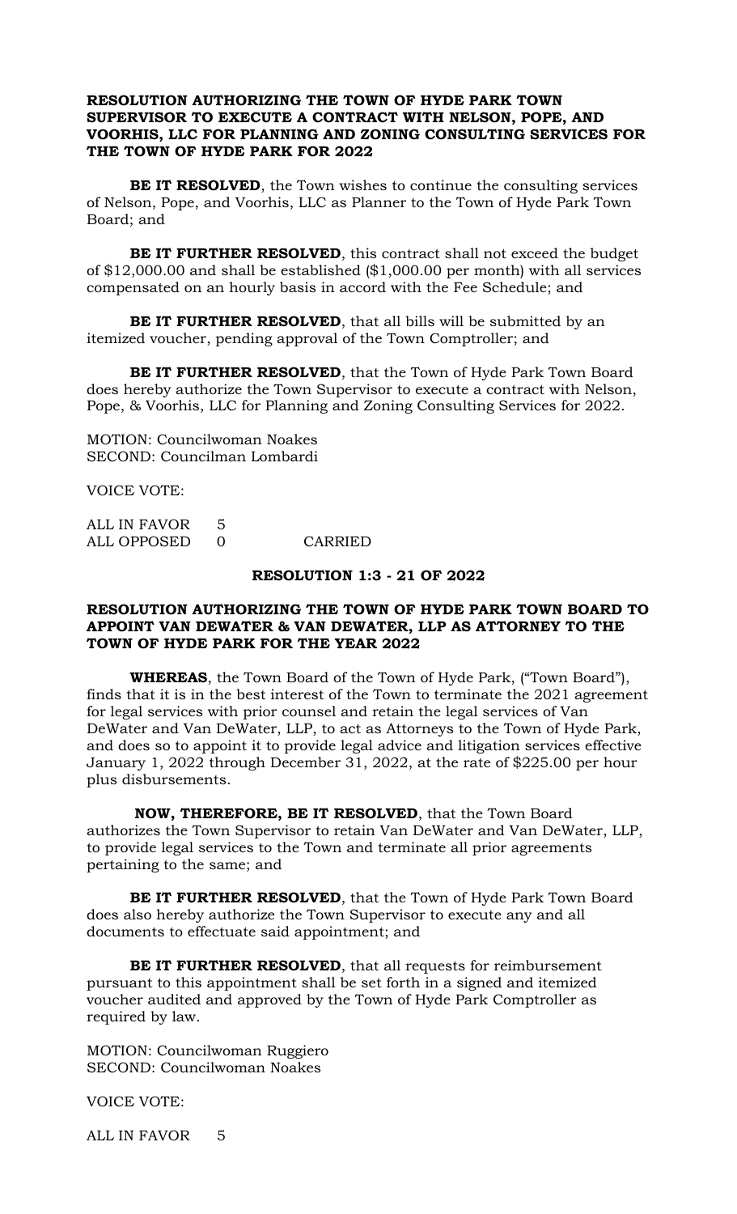**RESOLUTION AUTHORIZING THE TOWN OF HYDE PARK TOWN SUPERVISOR TO EXECUTE A CONTRACT WITH NELSON, POPE, AND VOORHIS, LLC FOR PLANNING AND ZONING CONSULTING SERVICES FOR THE TOWN OF HYDE PARK FOR 2022**

**BE IT RESOLVED**, the Town wishes to continue the consulting services of Nelson, Pope, and Voorhis, LLC as Planner to the Town of Hyde Park Town Board; and

**BE IT FURTHER RESOLVED**, this contract shall not exceed the budget of $12,000.00 and shall be established ($1,000.00 per month) with all services compensated on an hourly basis in accord with the Fee Schedule; and

**BE IT FURTHER RESOLVED**, that all bills will be submitted by an itemized voucher, pending approval of the Town Comptroller; and

**BE IT FURTHER RESOLVED**, that the Town of Hyde Park Town Board does hereby authorize the Town Supervisor to execute a contract with Nelson, Pope, & Voorhis, LLC for Planning and Zoning Consulting Services for 2022.

MOTION: Councilwoman Noakes
SECOND: Councilman Lombardi

VOICE VOTE:

ALL IN FAVOR 5
ALL OPPOSED 0 CARRIED

**RESOLUTION 1:3 - 21 OF 2022**

**RESOLUTION AUTHORIZING THE TOWN OF HYDE PARK TOWN BOARD TO APPOINT VAN DEWATER & VAN DEWATER, LLP AS ATTORNEY TO THE TOWN OF HYDE PARK FOR THE YEAR 2022**

**WHEREAS**, the Town Board of the Town of Hyde Park, ("Town Board"), finds that it is in the best interest of the Town to terminate the 2021 agreement for legal services with prior counsel and retain the legal services of Van DeWater and Van DeWater, LLP, to act as Attorneys to the Town of Hyde Park, and does so to appoint it to provide legal advice and litigation services effective January 1, 2022 through December 31, 2022, at the rate of $225.00 per hour plus disbursements.

**NOW, THEREFORE, BE IT RESOLVED**, that the Town Board authorizes the Town Supervisor to retain Van DeWater and Van DeWater, LLP, to provide legal services to the Town and terminate all prior agreements pertaining to the same; and

**BE IT FURTHER RESOLVED**, that the Town of Hyde Park Town Board does also hereby authorize the Town Supervisor to execute any and all documents to effectuate said appointment; and

**BE IT FURTHER RESOLVED**, that all requests for reimbursement pursuant to this appointment shall be set forth in a signed and itemized voucher audited and approved by the Town of Hyde Park Comptroller as required by law.

MOTION: Councilwoman Ruggiero
SECOND: Councilwoman Noakes

VOICE VOTE:

ALL IN FAVOR 5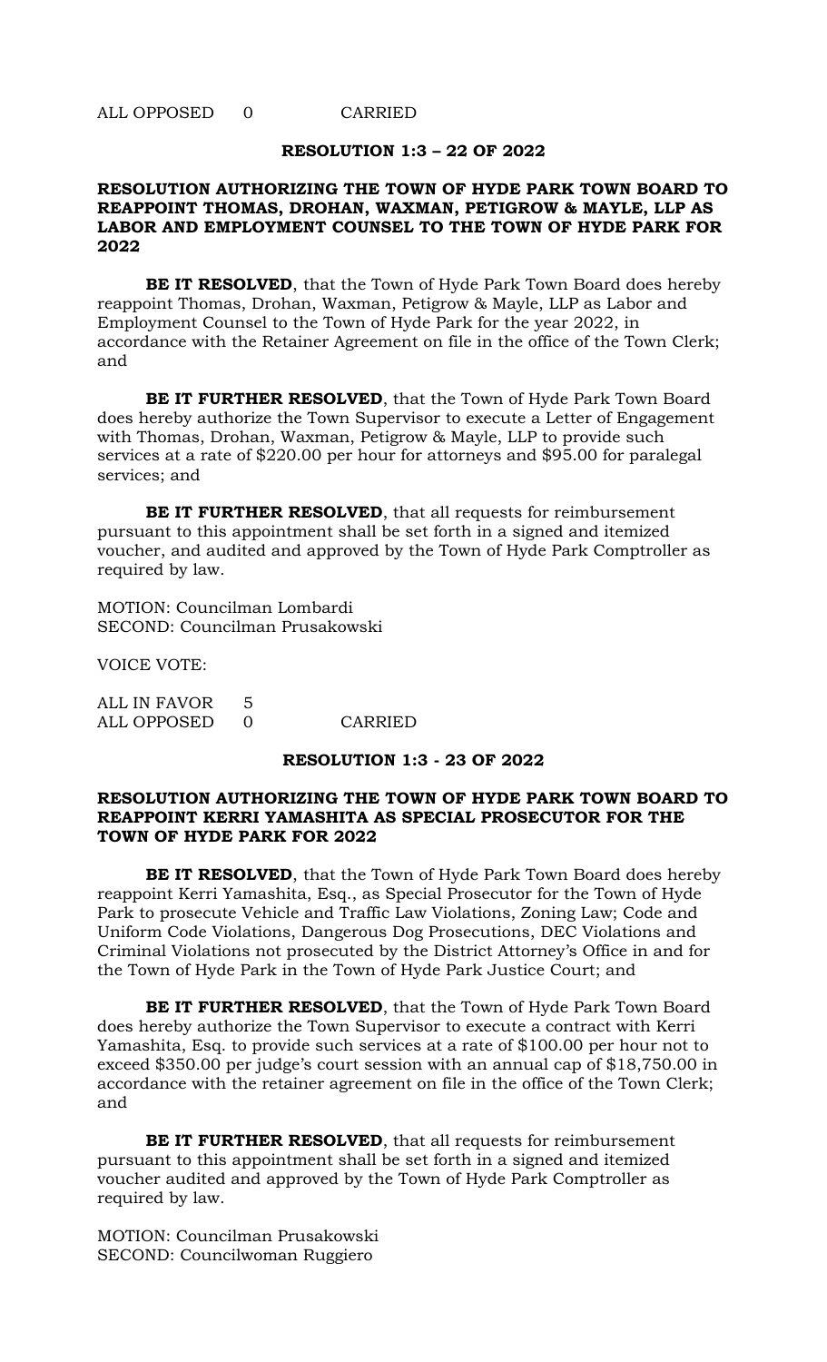ALL OPPOSED 0 CARRIED

**RESOLUTION 1:3 – 22 OF 2022**

**RESOLUTION AUTHORIZING THE TOWN OF HYDE PARK TOWN BOARD TO REAPPOINT THOMAS, DROHAN, WAXMAN, PETIGROW & MAYLE, LLP AS LABOR AND EMPLOYMENT COUNSEL TO THE TOWN OF HYDE PARK FOR 2022**

**BE IT RESOLVED**, that the Town of Hyde Park Town Board does hereby reappoint Thomas, Drohan, Waxman, Petigrow & Mayle, LLP as Labor and Employment Counsel to the Town of Hyde Park for the year 2022, in accordance with the Retainer Agreement on file in the office of the Town Clerk; and

**BE IT FURTHER RESOLVED**, that the Town of Hyde Park Town Board does hereby authorize the Town Supervisor to execute a Letter of Engagement with Thomas, Drohan, Waxman, Petigrow & Mayle, LLP to provide such services at a rate of $220.00 per hour for attorneys and $95.00 for paralegal services; and

**BE IT FURTHER RESOLVED**, that all requests for reimbursement pursuant to this appointment shall be set forth in a signed and itemized voucher, and audited and approved by the Town of Hyde Park Comptroller as required by law.

MOTION: Councilman Lombardi
SECOND: Councilman Prusakowski

VOICE VOTE:

ALL IN FAVOR 5
ALL OPPOSED 0 CARRIED

**RESOLUTION 1:3 - 23 OF 2022**

**RESOLUTION AUTHORIZING THE TOWN OF HYDE PARK TOWN BOARD TO REAPPOINT KERRI YAMASHITA AS SPECIAL PROSECUTOR FOR THE TOWN OF HYDE PARK FOR 2022**

**BE IT RESOLVED**, that the Town of Hyde Park Town Board does hereby reappoint Kerri Yamashita, Esq., as Special Prosecutor for the Town of Hyde Park to prosecute Vehicle and Traffic Law Violations, Zoning Law; Code and Uniform Code Violations, Dangerous Dog Prosecutions, DEC Violations and Criminal Violations not prosecuted by the District Attorney's Office in and for the Town of Hyde Park in the Town of Hyde Park Justice Court; and

**BE IT FURTHER RESOLVED**, that the Town of Hyde Park Town Board does hereby authorize the Town Supervisor to execute a contract with Kerri Yamashita, Esq. to provide such services at a rate of $100.00 per hour not to exceed $350.00 per judge's court session with an annual cap of $18,750.00 in accordance with the retainer agreement on file in the office of the Town Clerk; and

**BE IT FURTHER RESOLVED**, that all requests for reimbursement pursuant to this appointment shall be set forth in a signed and itemized voucher audited and approved by the Town of Hyde Park Comptroller as required by law.

MOTION: Councilman Prusakowski
SECOND: Councilwoman Ruggiero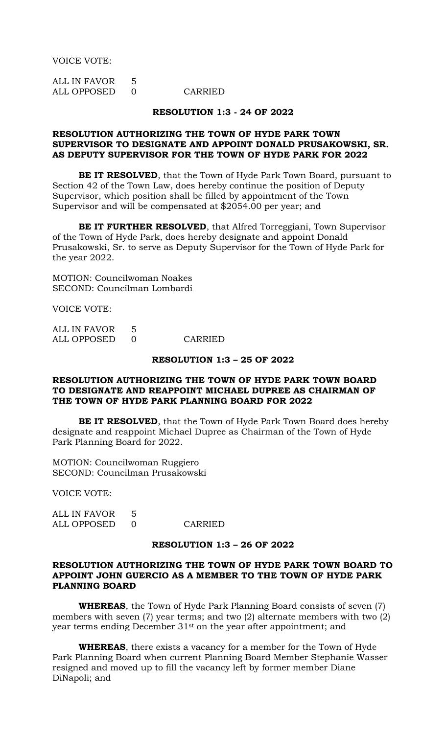VOICE VOTE:

ALL IN FAVOR 5
ALL OPPOSED 0 CARRIED

**RESOLUTION 1:3 - 24 OF 2022**

**RESOLUTION AUTHORIZING THE TOWN OF HYDE PARK TOWN SUPERVISOR TO DESIGNATE AND APPOINT DONALD PRUSAKOWSKI, SR. AS DEPUTY SUPERVISOR FOR THE TOWN OF HYDE PARK FOR 2022**

**BE IT RESOLVED**, that the Town of Hyde Park Town Board, pursuant to Section 42 of the Town Law, does hereby continue the position of Deputy Supervisor, which position shall be filled by appointment of the Town Supervisor and will be compensated at $2054.00 per year; and

**BE IT FURTHER RESOLVED**, that Alfred Torreggiani, Town Supervisor of the Town of Hyde Park, does hereby designate and appoint Donald Prusakowski, Sr. to serve as Deputy Supervisor for the Town of Hyde Park for the year 2022.

MOTION: Councilwoman Noakes
SECOND: Councilman Lombardi

VOICE VOTE:

ALL IN FAVOR 5
ALL OPPOSED 0 CARRIED

**RESOLUTION 1:3 – 25 OF 2022**

**RESOLUTION AUTHORIZING THE TOWN OF HYDE PARK TOWN BOARD TO DESIGNATE AND REAPPOINT MICHAEL DUPREE AS CHAIRMAN OF THE TOWN OF HYDE PARK PLANNING BOARD FOR 2022**

**BE IT RESOLVED**, that the Town of Hyde Park Town Board does hereby designate and reappoint Michael Dupree as Chairman of the Town of Hyde Park Planning Board for 2022.

MOTION: Councilwoman Ruggiero
SECOND: Councilman Prusakowski

VOICE VOTE:

ALL IN FAVOR 5
ALL OPPOSED 0 CARRIED

**RESOLUTION 1:3 – 26 OF 2022**

**RESOLUTION AUTHORIZING THE TOWN OF HYDE PARK TOWN BOARD TO APPOINT JOHN GUERCIO AS A MEMBER TO THE TOWN OF HYDE PARK PLANNING BOARD**

**WHEREAS**, the Town of Hyde Park Planning Board consists of seven (7) members with seven (7) year terms; and two (2) alternate members with two (2) year terms ending December 31st on the year after appointment; and

**WHEREAS**, there exists a vacancy for a member for the Town of Hyde Park Planning Board when current Planning Board Member Stephanie Wasser resigned and moved up to fill the vacancy left by former member Diane DiNapoli; and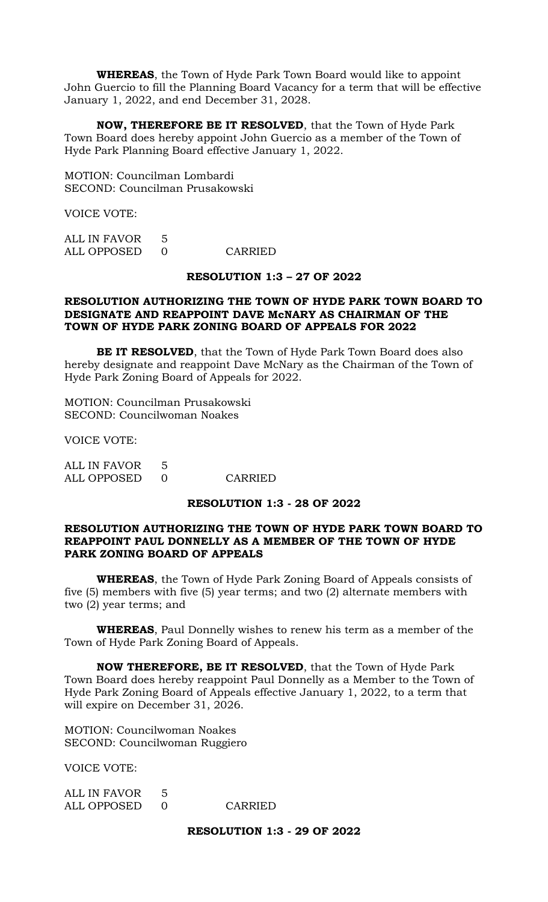**WHEREAS**, the Town of Hyde Park Town Board would like to appoint John Guercio to fill the Planning Board Vacancy for a term that will be effective January 1, 2022, and end December 31, 2028.

**NOW, THEREFORE BE IT RESOLVED**, that the Town of Hyde Park Town Board does hereby appoint John Guercio as a member of the Town of Hyde Park Planning Board effective January 1, 2022.

MOTION: Councilman Lombardi
SECOND: Councilman Prusakowski

VOICE VOTE:

ALL IN FAVOR 5
ALL OPPOSED 0 CARRIED

**RESOLUTION 1:3 – 27 OF 2022**

**RESOLUTION AUTHORIZING THE TOWN OF HYDE PARK TOWN BOARD TO DESIGNATE AND REAPPOINT DAVE McNARY AS CHAIRMAN OF THE TOWN OF HYDE PARK ZONING BOARD OF APPEALS FOR 2022**

**BE IT RESOLVED**, that the Town of Hyde Park Town Board does also hereby designate and reappoint Dave McNary as the Chairman of the Town of Hyde Park Zoning Board of Appeals for 2022.

MOTION: Councilman Prusakowski
SECOND: Councilwoman Noakes

VOICE VOTE:

ALL IN FAVOR 5
ALL OPPOSED 0 CARRIED

**RESOLUTION 1:3 - 28 OF 2022**

**RESOLUTION AUTHORIZING THE TOWN OF HYDE PARK TOWN BOARD TO REAPPOINT PAUL DONNELLY AS A MEMBER OF THE TOWN OF HYDE PARK ZONING BOARD OF APPEALS**

**WHEREAS**, the Town of Hyde Park Zoning Board of Appeals consists of five (5) members with five (5) year terms; and two (2) alternate members with two (2) year terms; and

**WHEREAS**, Paul Donnelly wishes to renew his term as a member of the Town of Hyde Park Zoning Board of Appeals.

**NOW THEREFORE, BE IT RESOLVED**, that the Town of Hyde Park Town Board does hereby reappoint Paul Donnelly as a Member to the Town of Hyde Park Zoning Board of Appeals effective January 1, 2022, to a term that will expire on December 31, 2026.

MOTION: Councilwoman Noakes
SECOND: Councilwoman Ruggiero

VOICE VOTE:

ALL IN FAVOR 5
ALL OPPOSED 0 CARRIED

**RESOLUTION 1:3 - 29 OF 2022**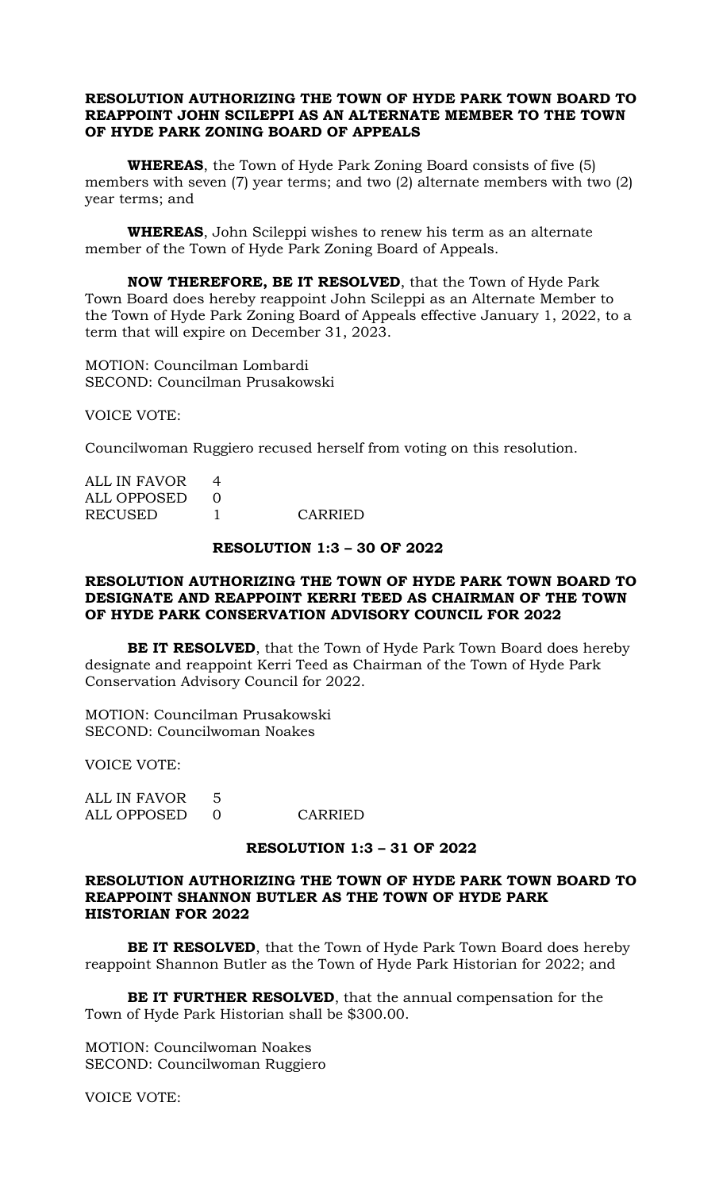**RESOLUTION AUTHORIZING THE TOWN OF HYDE PARK TOWN BOARD TO REAPPOINT JOHN SCILEPPI AS AN ALTERNATE MEMBER TO THE TOWN OF HYDE PARK ZONING BOARD OF APPEALS**

**WHEREAS**, the Town of Hyde Park Zoning Board consists of five (5) members with seven (7) year terms; and two (2) alternate members with two (2) year terms; and

**WHEREAS**, John Scileppi wishes to renew his term as an alternate member of the Town of Hyde Park Zoning Board of Appeals.

**NOW THEREFORE, BE IT RESOLVED**, that the Town of Hyde Park Town Board does hereby reappoint John Scileppi as an Alternate Member to the Town of Hyde Park Zoning Board of Appeals effective January 1, 2022, to a term that will expire on December 31, 2023.

MOTION: Councilman Lombardi
SECOND: Councilman Prusakowski

VOICE VOTE:

Councilwoman Ruggiero recused herself from voting on this resolution.

ALL IN FAVOR 4
ALL OPPOSED 0
RECUSED 1 CARRIED

**RESOLUTION 1:3 – 30 OF 2022**

**RESOLUTION AUTHORIZING THE TOWN OF HYDE PARK TOWN BOARD TO DESIGNATE AND REAPPOINT KERRI TEED AS CHAIRMAN OF THE TOWN OF HYDE PARK CONSERVATION ADVISORY COUNCIL FOR 2022**

**BE IT RESOLVED**, that the Town of Hyde Park Town Board does hereby designate and reappoint Kerri Teed as Chairman of the Town of Hyde Park Conservation Advisory Council for 2022.

MOTION: Councilman Prusakowski
SECOND: Councilwoman Noakes

VOICE VOTE:

ALL IN FAVOR 5
ALL OPPOSED 0 CARRIED

**RESOLUTION 1:3 – 31 OF 2022**

**RESOLUTION AUTHORIZING THE TOWN OF HYDE PARK TOWN BOARD TO REAPPOINT SHANNON BUTLER AS THE TOWN OF HYDE PARK HISTORIAN FOR 2022**

**BE IT RESOLVED**, that the Town of Hyde Park Town Board does hereby reappoint Shannon Butler as the Town of Hyde Park Historian for 2022; and

**BE IT FURTHER RESOLVED**, that the annual compensation for the Town of Hyde Park Historian shall be $300.00.

MOTION: Councilwoman Noakes
SECOND: Councilwoman Ruggiero

VOICE VOTE: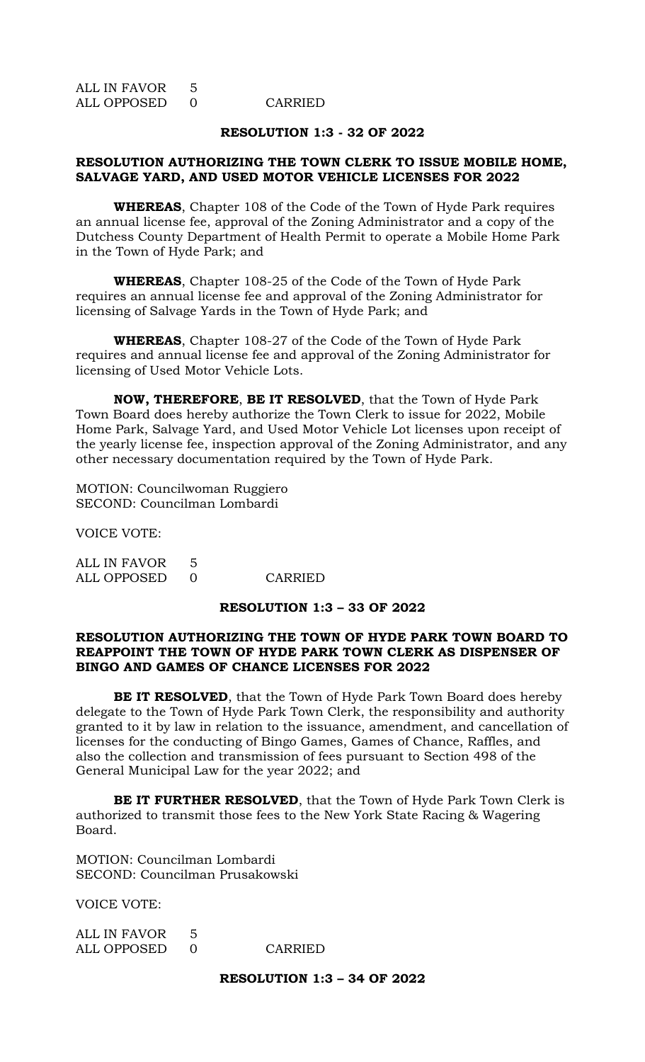ALL IN FAVOR 5
ALL OPPOSED 0 CARRIED

**RESOLUTION 1:3 - 32 OF 2022**

**RESOLUTION AUTHORIZING THE TOWN CLERK TO ISSUE MOBILE HOME, SALVAGE YARD, AND USED MOTOR VEHICLE LICENSES FOR 2022**

**WHEREAS**, Chapter 108 of the Code of the Town of Hyde Park requires an annual license fee, approval of the Zoning Administrator and a copy of the Dutchess County Department of Health Permit to operate a Mobile Home Park in the Town of Hyde Park; and

**WHEREAS**, Chapter 108-25 of the Code of the Town of Hyde Park requires an annual license fee and approval of the Zoning Administrator for licensing of Salvage Yards in the Town of Hyde Park; and

**WHEREAS**, Chapter 108-27 of the Code of the Town of Hyde Park requires and annual license fee and approval of the Zoning Administrator for licensing of Used Motor Vehicle Lots.

**NOW, THEREFORE**, **BE IT RESOLVED**, that the Town of Hyde Park Town Board does hereby authorize the Town Clerk to issue for 2022, Mobile Home Park, Salvage Yard, and Used Motor Vehicle Lot licenses upon receipt of the yearly license fee, inspection approval of the Zoning Administrator, and any other necessary documentation required by the Town of Hyde Park.

MOTION: Councilwoman Ruggiero
SECOND: Councilman Lombardi

VOICE VOTE:

ALL IN FAVOR 5
ALL OPPOSED 0 CARRIED

**RESOLUTION 1:3 – 33 OF 2022**

**RESOLUTION AUTHORIZING THE TOWN OF HYDE PARK TOWN BOARD TO REAPPOINT THE TOWN OF HYDE PARK TOWN CLERK AS DISPENSER OF BINGO AND GAMES OF CHANCE LICENSES FOR 2022**

**BE IT RESOLVED**, that the Town of Hyde Park Town Board does hereby delegate to the Town of Hyde Park Town Clerk, the responsibility and authority granted to it by law in relation to the issuance, amendment, and cancellation of licenses for the conducting of Bingo Games, Games of Chance, Raffles, and also the collection and transmission of fees pursuant to Section 498 of the General Municipal Law for the year 2022; and

**BE IT FURTHER RESOLVED**, that the Town of Hyde Park Town Clerk is authorized to transmit those fees to the New York State Racing & Wagering Board.

MOTION: Councilman Lombardi
SECOND: Councilman Prusakowski

VOICE VOTE:

ALL IN FAVOR 5
ALL OPPOSED 0 CARRIED

**RESOLUTION 1:3 – 34 OF 2022**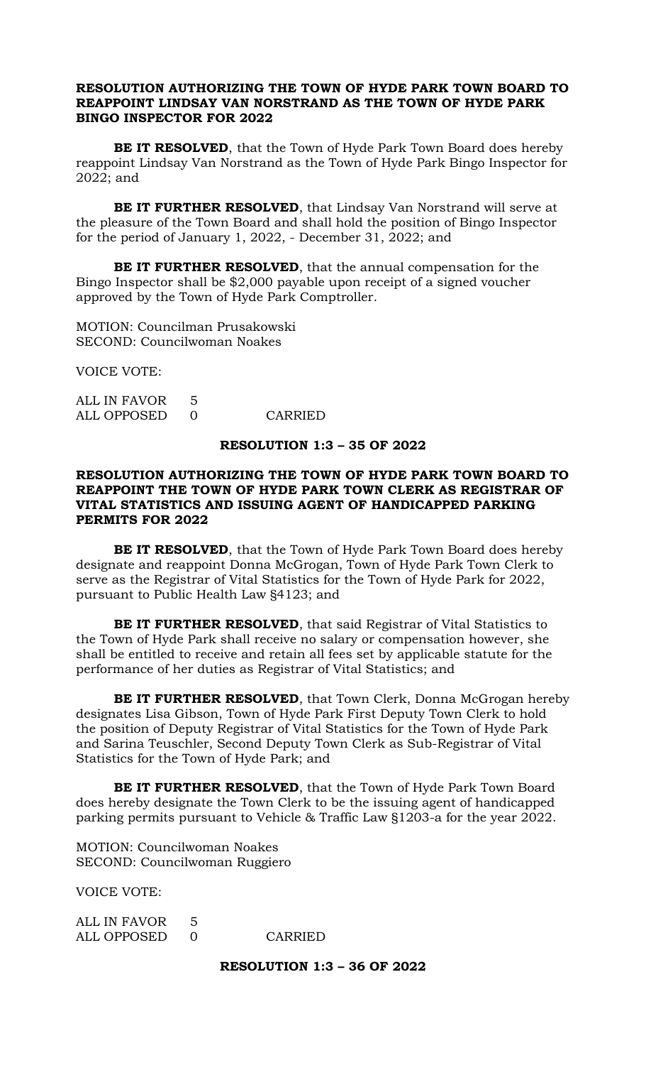**RESOLUTION AUTHORIZING THE TOWN OF HYDE PARK TOWN BOARD TO REAPPOINT LINDSAY VAN NORSTRAND AS THE TOWN OF HYDE PARK BINGO INSPECTOR FOR 2022**

**BE IT RESOLVED**, that the Town of Hyde Park Town Board does hereby reappoint Lindsay Van Norstrand as the Town of Hyde Park Bingo Inspector for 2022; and

**BE IT FURTHER RESOLVED**, that Lindsay Van Norstrand will serve at the pleasure of the Town Board and shall hold the position of Bingo Inspector for the period of January 1, 2022, - December 31, 2022; and

**BE IT FURTHER RESOLVED**, that the annual compensation for the Bingo Inspector shall be $2,000 payable upon receipt of a signed voucher approved by the Town of Hyde Park Comptroller.

MOTION: Councilman Prusakowski
SECOND: Councilwoman Noakes

VOICE VOTE:

ALL IN FAVOR 5
ALL OPPOSED 0 CARRIED

**RESOLUTION 1:3 – 35 OF 2022**

**RESOLUTION AUTHORIZING THE TOWN OF HYDE PARK TOWN BOARD TO REAPPOINT THE TOWN OF HYDE PARK TOWN CLERK AS REGISTRAR OF VITAL STATISTICS AND ISSUING AGENT OF HANDICAPPED PARKING PERMITS FOR 2022**

**BE IT RESOLVED**, that the Town of Hyde Park Town Board does hereby designate and reappoint Donna McGrogan, Town of Hyde Park Town Clerk to serve as the Registrar of Vital Statistics for the Town of Hyde Park for 2022, pursuant to Public Health Law §4123; and

**BE IT FURTHER RESOLVED**, that said Registrar of Vital Statistics to the Town of Hyde Park shall receive no salary or compensation however, she shall be entitled to receive and retain all fees set by applicable statute for the performance of her duties as Registrar of Vital Statistics; and

**BE IT FURTHER RESOLVED**, that Town Clerk, Donna McGrogan hereby designates Lisa Gibson, Town of Hyde Park First Deputy Town Clerk to hold the position of Deputy Registrar of Vital Statistics for the Town of Hyde Park and Sarina Teuschler, Second Deputy Town Clerk as Sub-Registrar of Vital Statistics for the Town of Hyde Park; and

**BE IT FURTHER RESOLVED**, that the Town of Hyde Park Town Board does hereby designate the Town Clerk to be the issuing agent of handicapped parking permits pursuant to Vehicle & Traffic Law §1203-a for the year 2022.

MOTION: Councilwoman Noakes
SECOND: Councilwoman Ruggiero

VOICE VOTE:

ALL IN FAVOR 5
ALL OPPOSED 0 CARRIED

**RESOLUTION 1:3 – 36 OF 2022**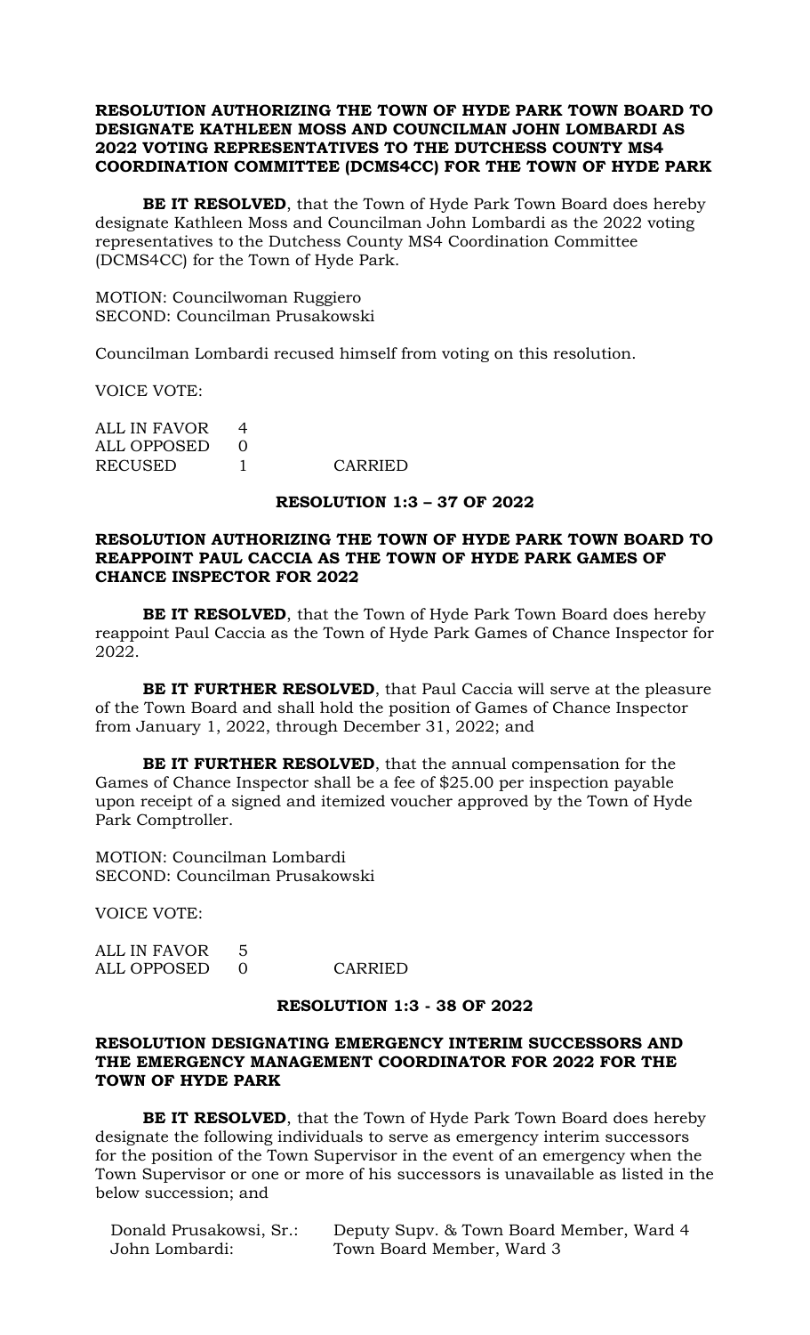**RESOLUTION AUTHORIZING THE TOWN OF HYDE PARK TOWN BOARD TO DESIGNATE KATHLEEN MOSS AND COUNCILMAN JOHN LOMBARDI AS 2022 VOTING REPRESENTATIVES TO THE DUTCHESS COUNTY MS4 COORDINATION COMMITTEE (DCMS4CC) FOR THE TOWN OF HYDE PARK**

**BE IT RESOLVED**, that the Town of Hyde Park Town Board does hereby designate Kathleen Moss and Councilman John Lombardi as the 2022 voting representatives to the Dutchess County MS4 Coordination Committee (DCMS4CC) for the Town of Hyde Park.

MOTION: Councilwoman Ruggiero
SECOND: Councilman Prusakowski

Councilman Lombardi recused himself from voting on this resolution.

VOICE VOTE:

ALL IN FAVOR 4
ALL OPPOSED 0
RECUSED 1 CARRIED

**RESOLUTION 1:3 – 37 OF 2022**

**RESOLUTION AUTHORIZING THE TOWN OF HYDE PARK TOWN BOARD TO REAPPOINT PAUL CACCIA AS THE TOWN OF HYDE PARK GAMES OF CHANCE INSPECTOR FOR 2022**

**BE IT RESOLVED**, that the Town of Hyde Park Town Board does hereby reappoint Paul Caccia as the Town of Hyde Park Games of Chance Inspector for 2022.

**BE IT FURTHER RESOLVED**, that Paul Caccia will serve at the pleasure of the Town Board and shall hold the position of Games of Chance Inspector from January 1, 2022, through December 31, 2022; and

**BE IT FURTHER RESOLVED**, that the annual compensation for the Games of Chance Inspector shall be a fee of $25.00 per inspection payable upon receipt of a signed and itemized voucher approved by the Town of Hyde Park Comptroller.

MOTION: Councilman Lombardi
SECOND: Councilman Prusakowski

VOICE VOTE:

ALL IN FAVOR 5
ALL OPPOSED 0 CARRIED

**RESOLUTION 1:3 - 38 OF 2022**

**RESOLUTION DESIGNATING EMERGENCY INTERIM SUCCESSORS AND THE EMERGENCY MANAGEMENT COORDINATOR FOR 2022 FOR THE TOWN OF HYDE PARK**

**BE IT RESOLVED**, that the Town of Hyde Park Town Board does hereby designate the following individuals to serve as emergency interim successors for the position of the Town Supervisor in the event of an emergency when the Town Supervisor or one or more of his successors is unavailable as listed in the below succession; and

Donald Prusakowsi, Sr.: Deputy Supv. & Town Board Member, Ward 4
John Lombardi: Town Board Member, Ward 3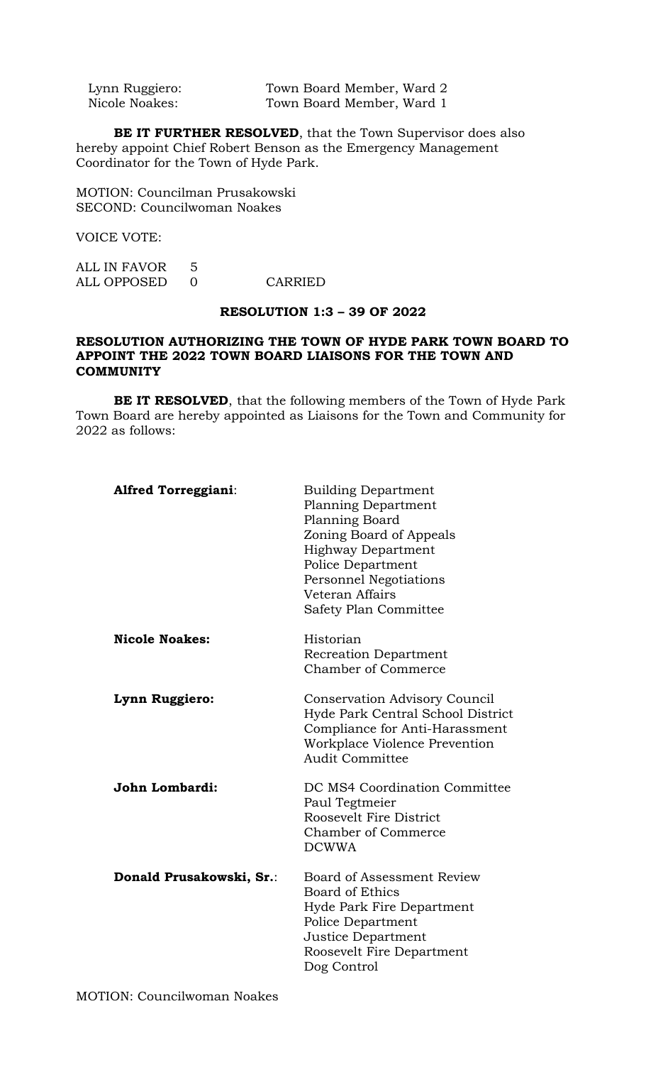| | |
|---|---|
| Lynn Ruggiero: | Town Board Member, Ward 2 |
| Nicole Noakes: | Town Board Member, Ward 1 |

**BE IT FURTHER RESOLVED**, that the Town Supervisor does also hereby appoint Chief Robert Benson as the Emergency Management Coordinator for the Town of Hyde Park.

MOTION: Councilman Prusakowski
SECOND: Councilwoman Noakes

VOICE VOTE:

ALL IN FAVOR 5
ALL OPPOSED 0 CARRIED

**RESOLUTION 1:3 – 39 OF 2022**

**RESOLUTION AUTHORIZING THE TOWN OF HYDE PARK TOWN BOARD TO APPOINT THE 2022 TOWN BOARD LIAISONS FOR THE TOWN AND COMMUNITY**

**BE IT RESOLVED**, that the following members of the Town of Hyde Park Town Board are hereby appointed as Liaisons for the Town and Community for 2022 as follows:

**Alfred Torreggiani**:
- Building Department
- Planning Department
- Planning Board
- Zoning Board of Appeals
- Highway Department
- Police Department
- Personnel Negotiations
- Veteran Affairs
- Safety Plan Committee

**Nicole Noakes:**
- Historian
- Recreation Department
- Chamber of Commerce

**Lynn Ruggiero:**
- Conservation Advisory Council
- Hyde Park Central School District
- Compliance for Anti-Harassment
- Workplace Violence Prevention
- Audit Committee

**John Lombardi:**
- DC MS4 Coordination Committee
- Paul Tegtmeier
- Roosevelt Fire District
- Chamber of Commerce
- DCWWA

**Donald Prusakowski, Sr.**:
- Board of Assessment Review
- Board of Ethics
- Hyde Park Fire Department
- Police Department
- Justice Department
- Roosevelt Fire Department
- Dog Control

MOTION: Councilwoman Noakes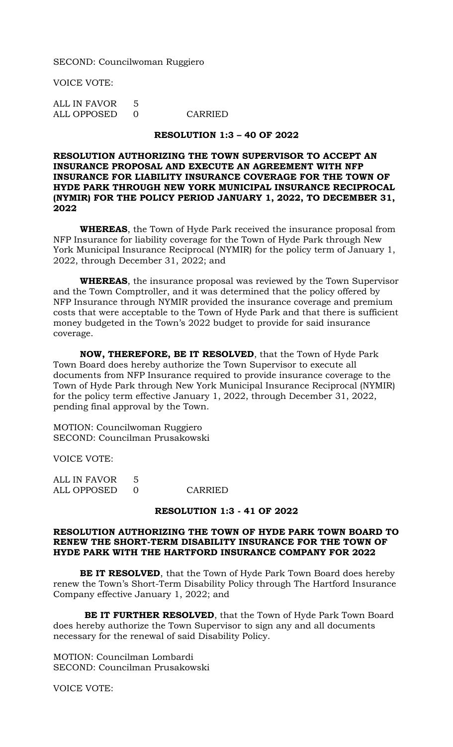SECOND: Councilwoman Ruggiero

VOICE VOTE:

ALL IN FAVOR 5
ALL OPPOSED 0 CARRIED

**RESOLUTION 1:3 – 40 OF 2022**

**RESOLUTION AUTHORIZING THE TOWN SUPERVISOR TO ACCEPT AN INSURANCE PROPOSAL AND EXECUTE AN AGREEMENT WITH NFP INSURANCE FOR LIABILITY INSURANCE COVERAGE FOR THE TOWN OF HYDE PARK THROUGH NEW YORK MUNICIPAL INSURANCE RECIPROCAL (NYMIR) FOR THE POLICY PERIOD JANUARY 1, 2022, TO DECEMBER 31, 2022**

**WHEREAS**, the Town of Hyde Park received the insurance proposal from NFP Insurance for liability coverage for the Town of Hyde Park through New York Municipal Insurance Reciprocal (NYMIR) for the policy term of January 1, 2022, through December 31, 2022; and

**WHEREAS**, the insurance proposal was reviewed by the Town Supervisor and the Town Comptroller, and it was determined that the policy offered by NFP Insurance through NYMIR provided the insurance coverage and premium costs that were acceptable to the Town of Hyde Park and that there is sufficient money budgeted in the Town's 2022 budget to provide for said insurance coverage.

**NOW, THEREFORE, BE IT RESOLVED**, that the Town of Hyde Park Town Board does hereby authorize the Town Supervisor to execute all documents from NFP Insurance required to provide insurance coverage to the Town of Hyde Park through New York Municipal Insurance Reciprocal (NYMIR) for the policy term effective January 1, 2022, through December 31, 2022, pending final approval by the Town.

MOTION: Councilwoman Ruggiero
SECOND: Councilman Prusakowski

VOICE VOTE:

ALL IN FAVOR 5
ALL OPPOSED 0 CARRIED

**RESOLUTION 1:3 - 41 OF 2022**

**RESOLUTION AUTHORIZING THE TOWN OF HYDE PARK TOWN BOARD TO RENEW THE SHORT-TERM DISABILITY INSURANCE FOR THE TOWN OF HYDE PARK WITH THE HARTFORD INSURANCE COMPANY FOR 2022**

**BE IT RESOLVED**, that the Town of Hyde Park Town Board does hereby renew the Town's Short-Term Disability Policy through The Hartford Insurance Company effective January 1, 2022; and

**BE IT FURTHER RESOLVED**, that the Town of Hyde Park Town Board does hereby authorize the Town Supervisor to sign any and all documents necessary for the renewal of said Disability Policy.

MOTION: Councilman Lombardi
SECOND: Councilman Prusakowski

VOICE VOTE: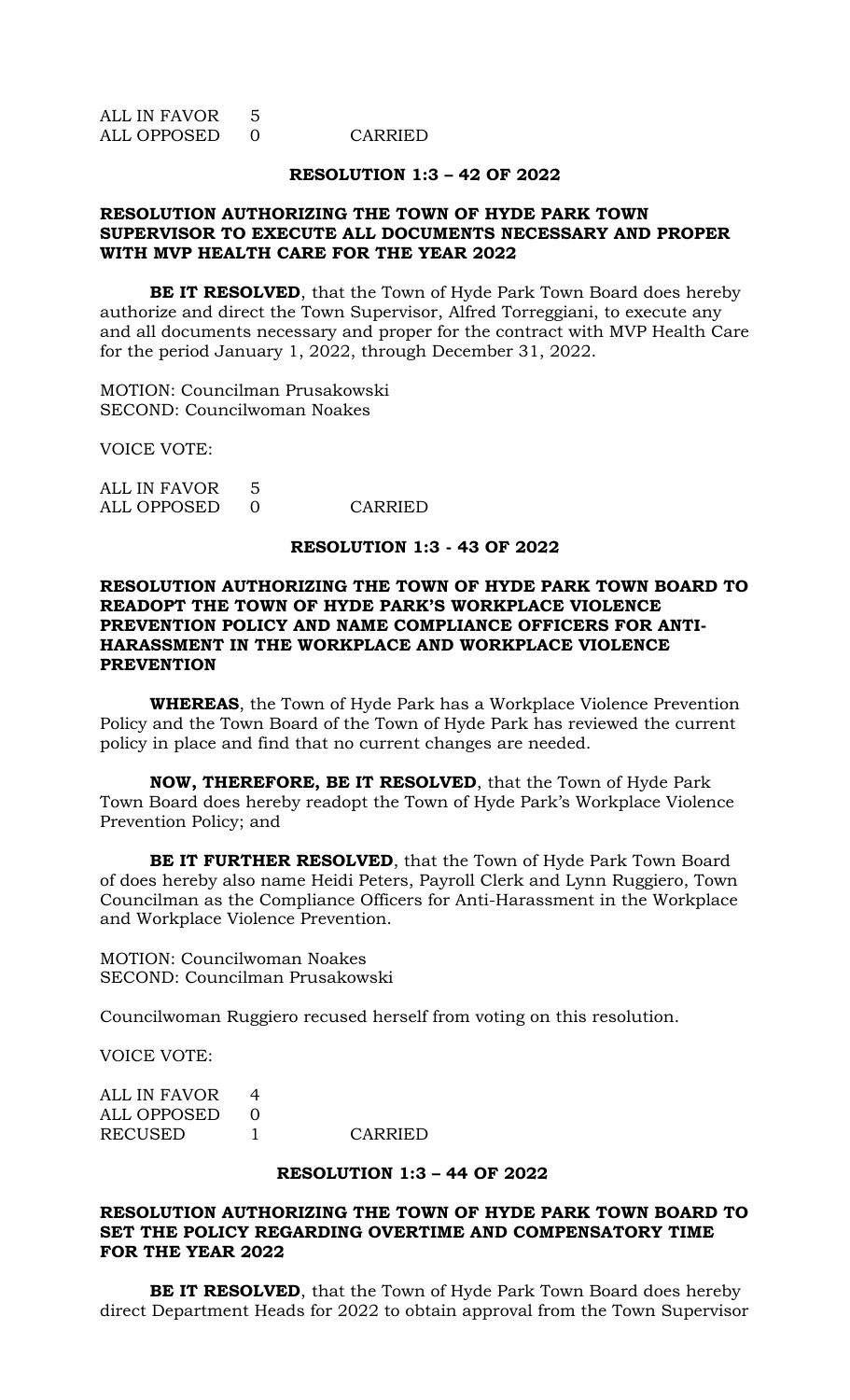ALL IN FAVOR 5
ALL OPPOSED 0 CARRIED

**RESOLUTION 1:3 – 42 OF 2022**

**RESOLUTION AUTHORIZING THE TOWN OF HYDE PARK TOWN SUPERVISOR TO EXECUTE ALL DOCUMENTS NECESSARY AND PROPER WITH MVP HEALTH CARE FOR THE YEAR 2022**

**BE IT RESOLVED**, that the Town of Hyde Park Town Board does hereby authorize and direct the Town Supervisor, Alfred Torreggiani, to execute any and all documents necessary and proper for the contract with MVP Health Care for the period January 1, 2022, through December 31, 2022.

MOTION: Councilman Prusakowski
SECOND: Councilwoman Noakes

VOICE VOTE:

ALL IN FAVOR 5
ALL OPPOSED 0 CARRIED

**RESOLUTION 1:3 - 43 OF 2022**

**RESOLUTION AUTHORIZING THE TOWN OF HYDE PARK TOWN BOARD TO READOPT THE TOWN OF HYDE PARK'S WORKPLACE VIOLENCE PREVENTION POLICY AND NAME COMPLIANCE OFFICERS FOR ANTI-HARASSMENT IN THE WORKPLACE AND WORKPLACE VIOLENCE PREVENTION**

**WHEREAS**, the Town of Hyde Park has a Workplace Violence Prevention Policy and the Town Board of the Town of Hyde Park has reviewed the current policy in place and find that no current changes are needed.

**NOW, THEREFORE, BE IT RESOLVED**, that the Town of Hyde Park Town Board does hereby readopt the Town of Hyde Park's Workplace Violence Prevention Policy; and

**BE IT FURTHER RESOLVED**, that the Town of Hyde Park Town Board of does hereby also name Heidi Peters, Payroll Clerk and Lynn Ruggiero, Town Councilman as the Compliance Officers for Anti-Harassment in the Workplace and Workplace Violence Prevention.

MOTION: Councilwoman Noakes
SECOND: Councilman Prusakowski

Councilwoman Ruggiero recused herself from voting on this resolution.

VOICE VOTE:

ALL IN FAVOR 4
ALL OPPOSED 0
RECUSED 1 CARRIED

**RESOLUTION 1:3 – 44 OF 2022**

**RESOLUTION AUTHORIZING THE TOWN OF HYDE PARK TOWN BOARD TO SET THE POLICY REGARDING OVERTIME AND COMPENSATORY TIME FOR THE YEAR 2022**

**BE IT RESOLVED**, that the Town of Hyde Park Town Board does hereby direct Department Heads for 2022 to obtain approval from the Town Supervisor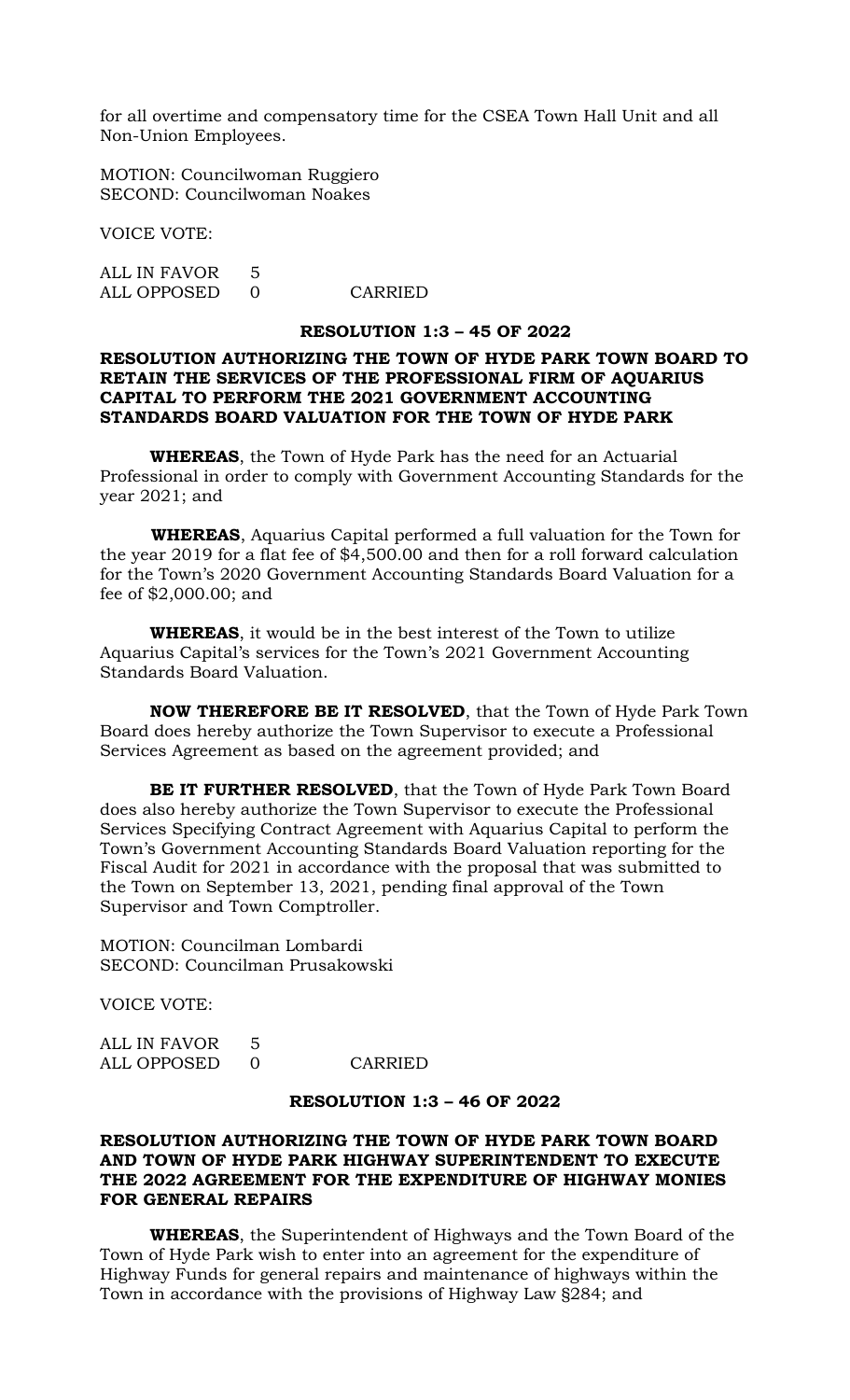for all overtime and compensatory time for the CSEA Town Hall Unit and all Non-Union Employees.

MOTION: Councilwoman Ruggiero
SECOND: Councilwoman Noakes

VOICE VOTE:

ALL IN FAVOR 5
ALL OPPOSED 0 CARRIED

**RESOLUTION 1:3 – 45 OF 2022**

**RESOLUTION AUTHORIZING THE TOWN OF HYDE PARK TOWN BOARD TO RETAIN THE SERVICES OF THE PROFESSIONAL FIRM OF AQUARIUS CAPITAL TO PERFORM THE 2021 GOVERNMENT ACCOUNTING STANDARDS BOARD VALUATION FOR THE TOWN OF HYDE PARK**

**WHEREAS**, the Town of Hyde Park has the need for an Actuarial Professional in order to comply with Government Accounting Standards for the year 2021; and

**WHEREAS**, Aquarius Capital performed a full valuation for the Town for the year 2019 for a flat fee of $4,500.00 and then for a roll forward calculation for the Town's 2020 Government Accounting Standards Board Valuation for a fee of $2,000.00; and

**WHEREAS**, it would be in the best interest of the Town to utilize Aquarius Capital's services for the Town's 2021 Government Accounting Standards Board Valuation.

**NOW THEREFORE BE IT RESOLVED**, that the Town of Hyde Park Town Board does hereby authorize the Town Supervisor to execute a Professional Services Agreement as based on the agreement provided; and

**BE IT FURTHER RESOLVED**, that the Town of Hyde Park Town Board does also hereby authorize the Town Supervisor to execute the Professional Services Specifying Contract Agreement with Aquarius Capital to perform the Town's Government Accounting Standards Board Valuation reporting for the Fiscal Audit for 2021 in accordance with the proposal that was submitted to the Town on September 13, 2021, pending final approval of the Town Supervisor and Town Comptroller.

MOTION: Councilman Lombardi
SECOND: Councilman Prusakowski

VOICE VOTE:

ALL IN FAVOR 5
ALL OPPOSED 0 CARRIED

**RESOLUTION 1:3 – 46 OF 2022**

**RESOLUTION AUTHORIZING THE TOWN OF HYDE PARK TOWN BOARD AND TOWN OF HYDE PARK HIGHWAY SUPERINTENDENT TO EXECUTE THE 2022 AGREEMENT FOR THE EXPENDITURE OF HIGHWAY MONIES FOR GENERAL REPAIRS**

**WHEREAS**, the Superintendent of Highways and the Town Board of the Town of Hyde Park wish to enter into an agreement for the expenditure of Highway Funds for general repairs and maintenance of highways within the Town in accordance with the provisions of Highway Law §284; and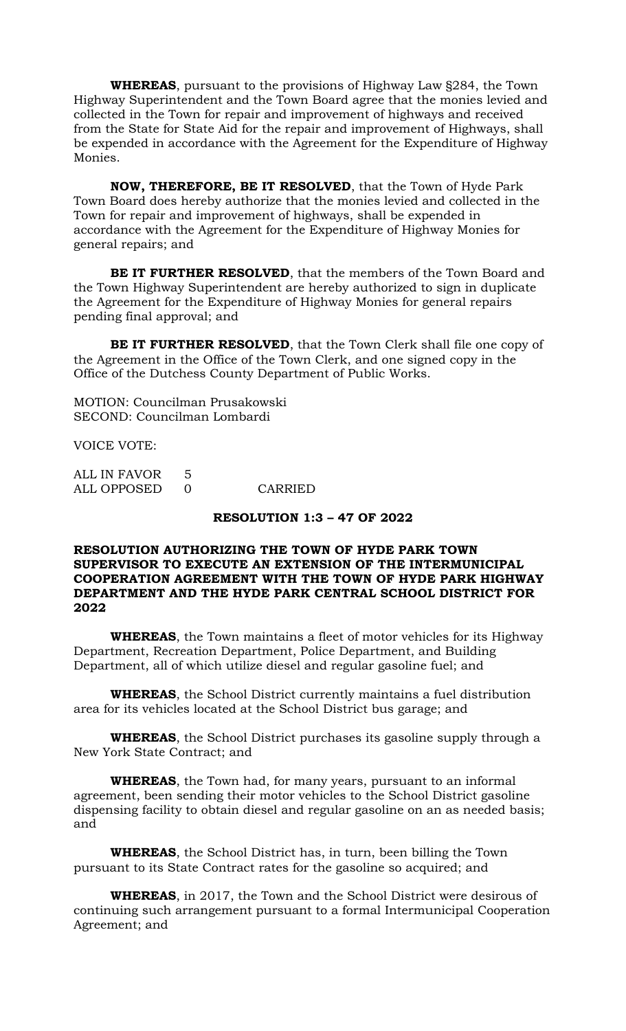**WHEREAS**, pursuant to the provisions of Highway Law §284, the Town Highway Superintendent and the Town Board agree that the monies levied and collected in the Town for repair and improvement of highways and received from the State for State Aid for the repair and improvement of Highways, shall be expended in accordance with the Agreement for the Expenditure of Highway Monies.

**NOW, THEREFORE, BE IT RESOLVED**, that the Town of Hyde Park Town Board does hereby authorize that the monies levied and collected in the Town for repair and improvement of highways, shall be expended in accordance with the Agreement for the Expenditure of Highway Monies for general repairs; and

**BE IT FURTHER RESOLVED**, that the members of the Town Board and the Town Highway Superintendent are hereby authorized to sign in duplicate the Agreement for the Expenditure of Highway Monies for general repairs pending final approval; and

**BE IT FURTHER RESOLVED**, that the Town Clerk shall file one copy of the Agreement in the Office of the Town Clerk, and one signed copy in the Office of the Dutchess County Department of Public Works.

MOTION: Councilman Prusakowski
SECOND: Councilman Lombardi

VOICE VOTE:

ALL IN FAVOR 5
ALL OPPOSED 0 CARRIED

**RESOLUTION 1:3 – 47 OF 2022**

**RESOLUTION AUTHORIZING THE TOWN OF HYDE PARK TOWN SUPERVISOR TO EXECUTE AN EXTENSION OF THE INTERMUNICIPAL COOPERATION AGREEMENT WITH THE TOWN OF HYDE PARK HIGHWAY DEPARTMENT AND THE HYDE PARK CENTRAL SCHOOL DISTRICT FOR 2022**

**WHEREAS**, the Town maintains a fleet of motor vehicles for its Highway Department, Recreation Department, Police Department, and Building Department, all of which utilize diesel and regular gasoline fuel; and

**WHEREAS**, the School District currently maintains a fuel distribution area for its vehicles located at the School District bus garage; and

**WHEREAS**, the School District purchases its gasoline supply through a New York State Contract; and

**WHEREAS**, the Town had, for many years, pursuant to an informal agreement, been sending their motor vehicles to the School District gasoline dispensing facility to obtain diesel and regular gasoline on an as needed basis; and

**WHEREAS**, the School District has, in turn, been billing the Town pursuant to its State Contract rates for the gasoline so acquired; and

**WHEREAS**, in 2017, the Town and the School District were desirous of continuing such arrangement pursuant to a formal Intermunicipal Cooperation Agreement; and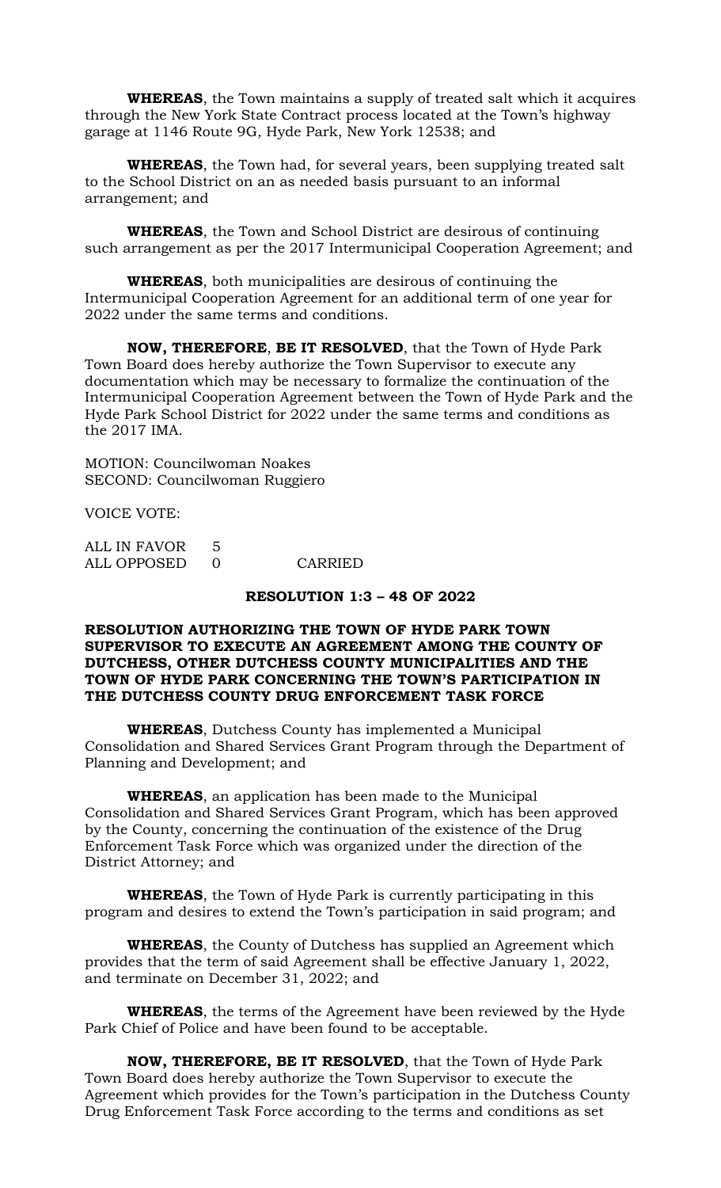**WHEREAS**, the Town maintains a supply of treated salt which it acquires through the New York State Contract process located at the Town's highway garage at 1146 Route 9G, Hyde Park, New York 12538; and

**WHEREAS**, the Town had, for several years, been supplying treated salt to the School District on an as needed basis pursuant to an informal arrangement; and

**WHEREAS**, the Town and School District are desirous of continuing such arrangement as per the 2017 Intermunicipal Cooperation Agreement; and

**WHEREAS**, both municipalities are desirous of continuing the Intermunicipal Cooperation Agreement for an additional term of one year for 2022 under the same terms and conditions.

**NOW, THEREFORE**, **BE IT RESOLVED**, that the Town of Hyde Park Town Board does hereby authorize the Town Supervisor to execute any documentation which may be necessary to formalize the continuation of the Intermunicipal Cooperation Agreement between the Town of Hyde Park and the Hyde Park School District for 2022 under the same terms and conditions as the 2017 IMA.

MOTION: Councilwoman Noakes
SECOND: Councilwoman Ruggiero

VOICE VOTE:

ALL IN FAVOR 5
ALL OPPOSED 0 CARRIED

**RESOLUTION 1:3 – 48 OF 2022**

**RESOLUTION AUTHORIZING THE TOWN OF HYDE PARK TOWN SUPERVISOR TO EXECUTE AN AGREEMENT AMONG THE COUNTY OF DUTCHESS, OTHER DUTCHESS COUNTY MUNICIPALITIES AND THE TOWN OF HYDE PARK CONCERNING THE TOWN'S PARTICIPATION IN THE DUTCHESS COUNTY DRUG ENFORCEMENT TASK FORCE**

**WHEREAS**, Dutchess County has implemented a Municipal Consolidation and Shared Services Grant Program through the Department of Planning and Development; and

**WHEREAS**, an application has been made to the Municipal Consolidation and Shared Services Grant Program, which has been approved by the County, concerning the continuation of the existence of the Drug Enforcement Task Force which was organized under the direction of the District Attorney; and

**WHEREAS**, the Town of Hyde Park is currently participating in this program and desires to extend the Town's participation in said program; and

**WHEREAS**, the County of Dutchess has supplied an Agreement which provides that the term of said Agreement shall be effective January 1, 2022, and terminate on December 31, 2022; and

**WHEREAS**, the terms of the Agreement have been reviewed by the Hyde Park Chief of Police and have been found to be acceptable.

**NOW, THEREFORE, BE IT RESOLVED**, that the Town of Hyde Park Town Board does hereby authorize the Town Supervisor to execute the Agreement which provides for the Town's participation in the Dutchess County Drug Enforcement Task Force according to the terms and conditions as set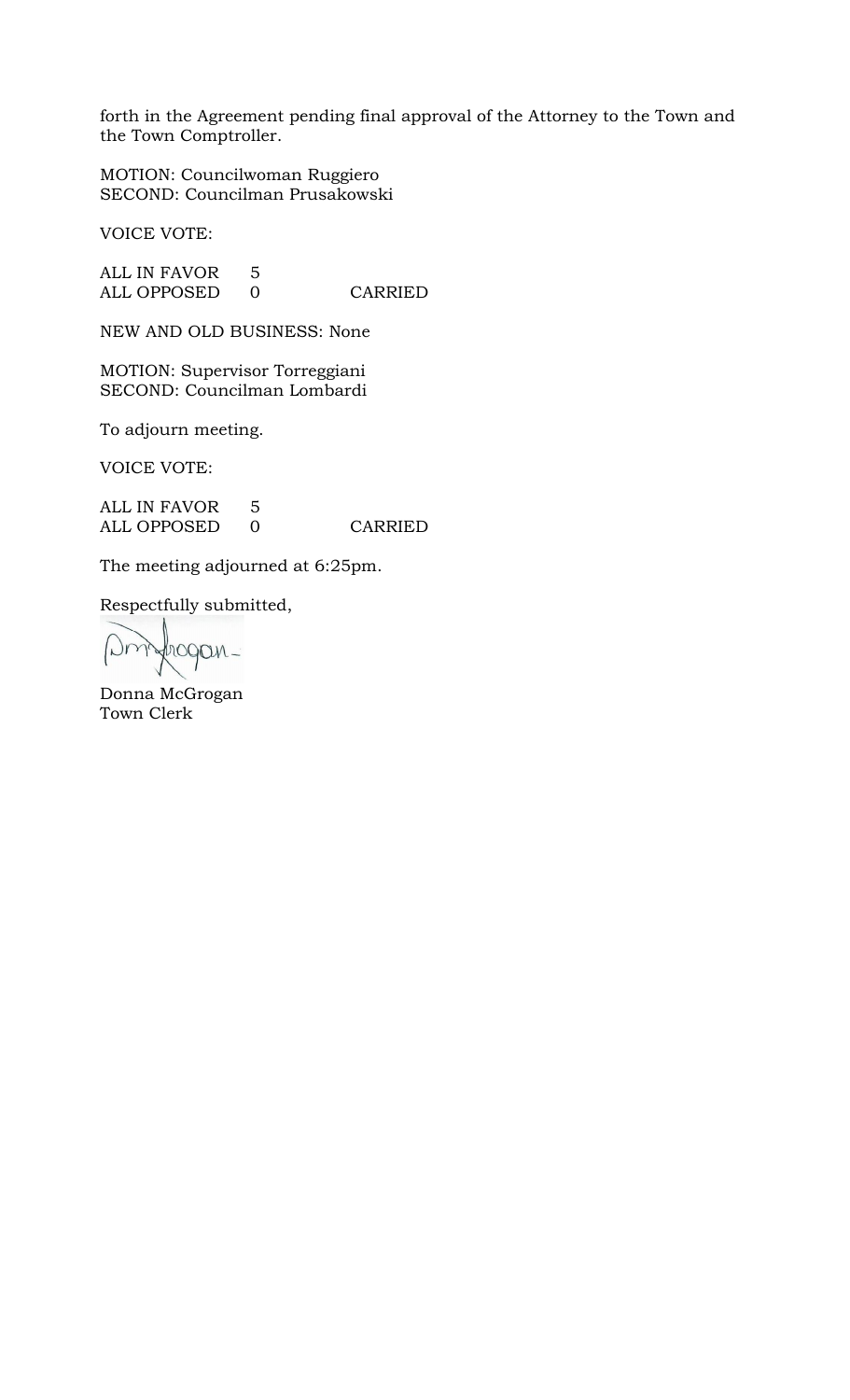forth in the Agreement pending final approval of the Attorney to the Town and the Town Comptroller.

MOTION: Councilwoman Ruggiero
SECOND: Councilman Prusakowski

VOICE VOTE:

| | | |
|---|---|---|
| ALL IN FAVOR | 5 | |
| ALL OPPOSED | 0 | CARRIED |

NEW AND OLD BUSINESS: None

MOTION: Supervisor Torreggiani
SECOND: Councilman Lombardi

To adjourn meeting.

VOICE VOTE:

| | | |
|---|---|---|
| ALL IN FAVOR | 5 | |
| ALL OPPOSED | 0 | CARRIED |

The meeting adjourned at 6:25pm.

Respectfully submitted,

Donna McGrogan
Town Clerk